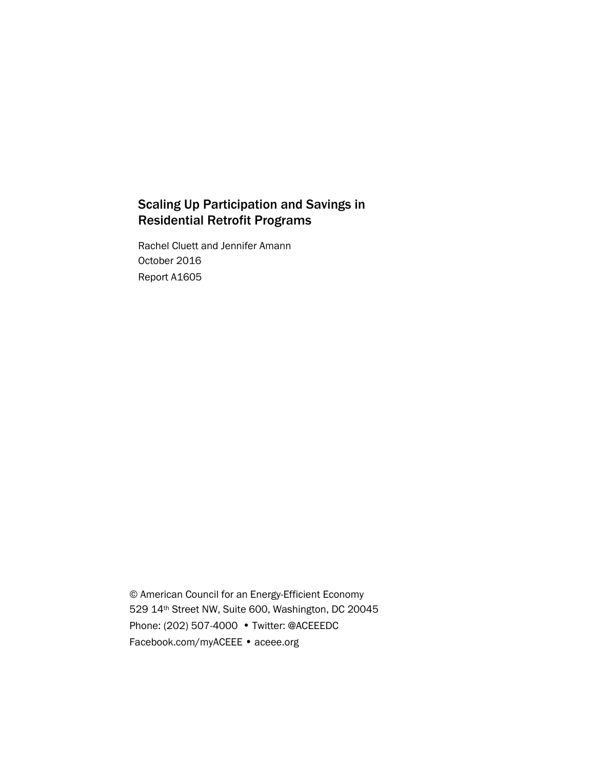# Scaling Up Participation and Savings in Residential Retrofit Programs

Rachel Cluett and Jennifer Amann

October 2016

Report A1605

© American Council for an Energy-Efficient Economy

529 14th Street NW, Suite 600, Washington, DC 20045

Phone: (202) 507-4000 • Twitter: @ACEEEDC

Facebook.com/myACEEE • aceee.org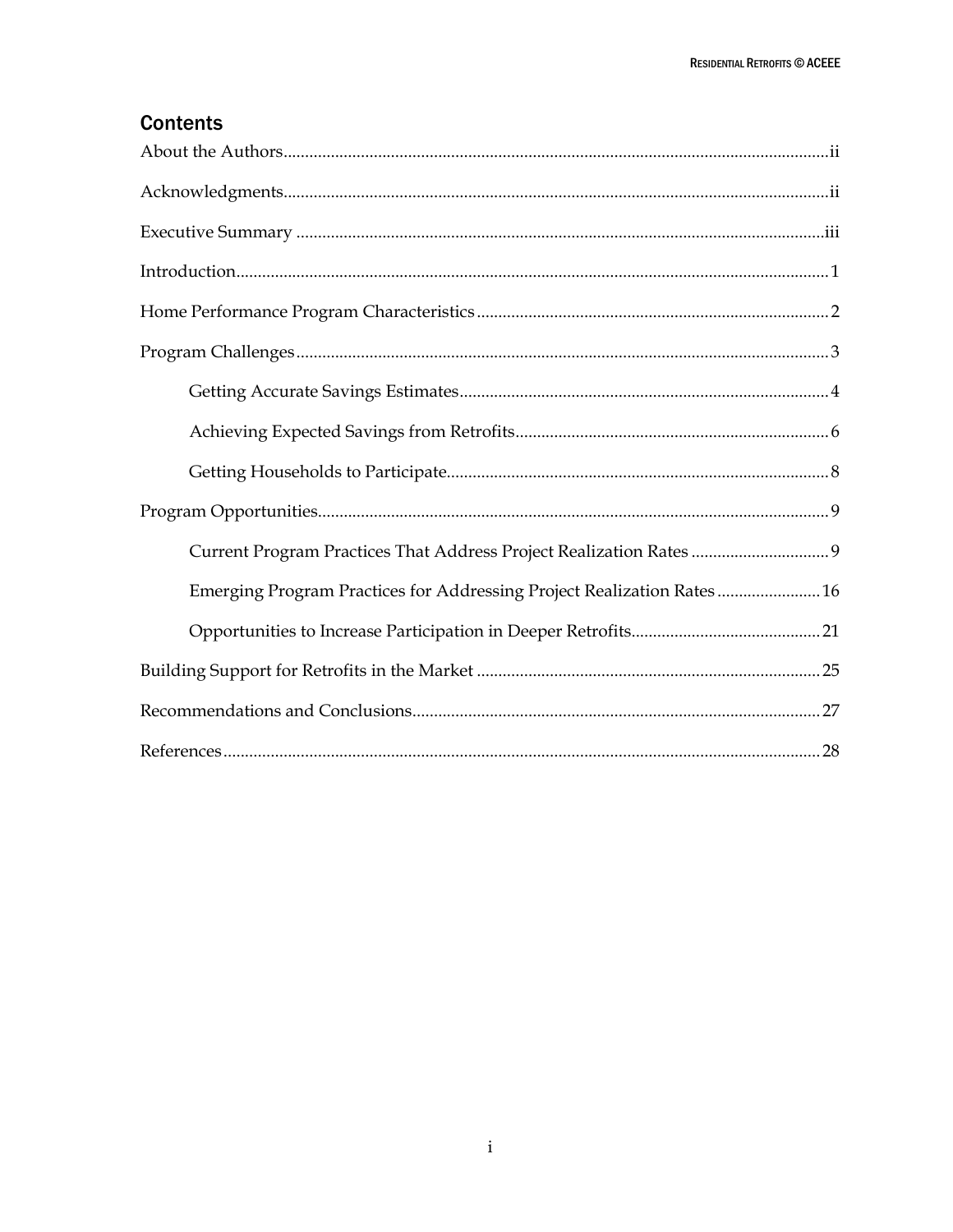## Contents

About the Authors .......... ii

Acknowledgments .......... ii

Executive Summary .......... iii

Introduction .......... 1

Home Performance Program Characteristics .......... 2

Program Challenges .......... 3

- Getting Accurate Savings Estimates .......... 4
- Achieving Expected Savings from Retrofits .......... 6
- Getting Households to Participate .......... 8

Program Opportunities .......... 9

- Current Program Practices That Address Project Realization Rates .......... 9
- Emerging Program Practices for Addressing Project Realization Rates .......... 16
- Opportunities to Increase Participation in Deeper Retrofits .......... 21

Building Support for Retrofits in the Market .......... 25

Recommendations and Conclusions .......... 27

References .......... 28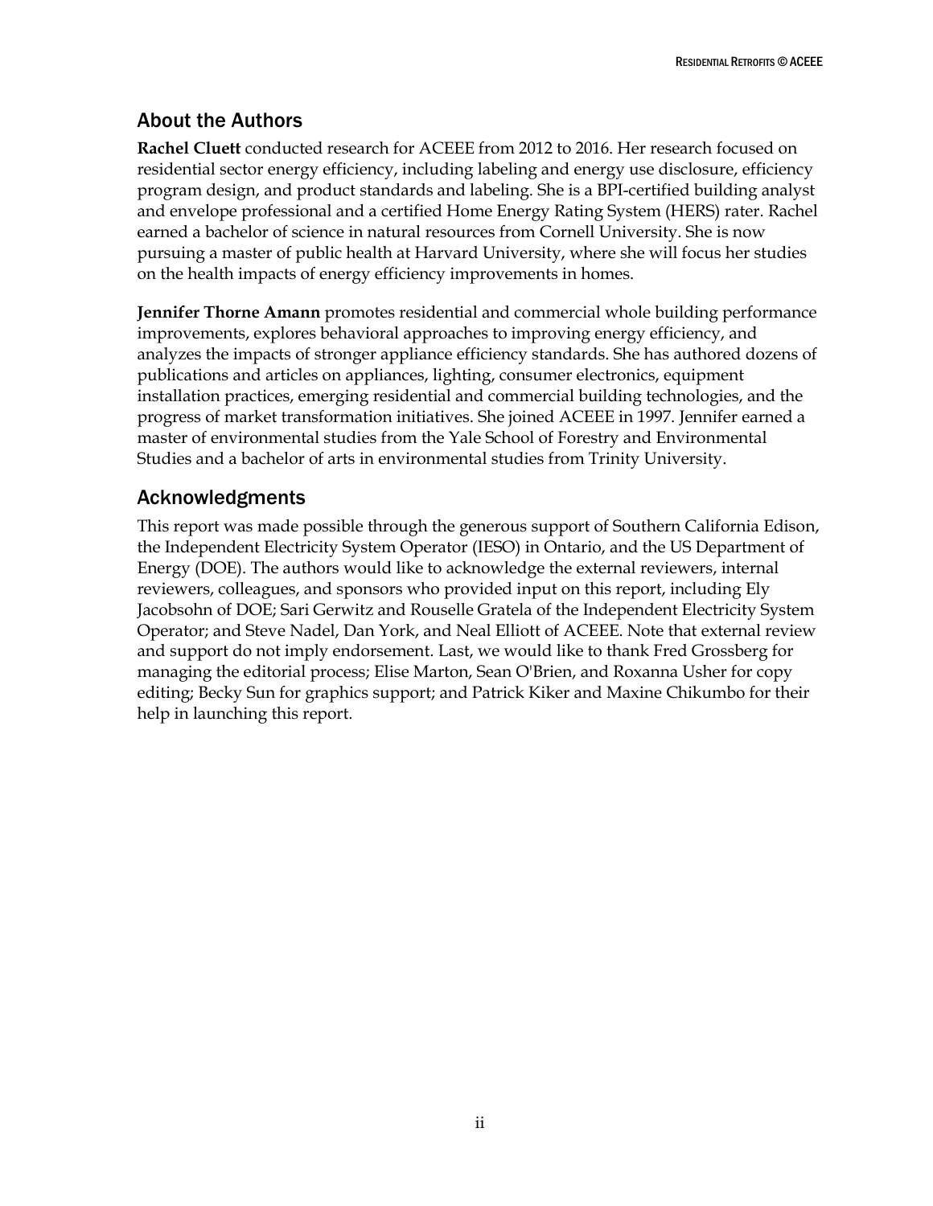## About the Authors

**Rachel Cluett** conducted research for ACEEE from 2012 to 2016. Her research focused on residential sector energy efficiency, including labeling and energy use disclosure, efficiency program design, and product standards and labeling. She is a BPI-certified building analyst and envelope professional and a certified Home Energy Rating System (HERS) rater. Rachel earned a bachelor of science in natural resources from Cornell University. She is now pursuing a master of public health at Harvard University, where she will focus her studies on the health impacts of energy efficiency improvements in homes.

**Jennifer Thorne Amann** promotes residential and commercial whole building performance improvements, explores behavioral approaches to improving energy efficiency, and analyzes the impacts of stronger appliance efficiency standards. She has authored dozens of publications and articles on appliances, lighting, consumer electronics, equipment installation practices, emerging residential and commercial building technologies, and the progress of market transformation initiatives. She joined ACEEE in 1997. Jennifer earned a master of environmental studies from the Yale School of Forestry and Environmental Studies and a bachelor of arts in environmental studies from Trinity University.

## Acknowledgments

This report was made possible through the generous support of Southern California Edison, the Independent Electricity System Operator (IESO) in Ontario, and the US Department of Energy (DOE). The authors would like to acknowledge the external reviewers, internal reviewers, colleagues, and sponsors who provided input on this report, including Ely Jacobsohn of DOE; Sari Gerwitz and Rouselle Gratela of the Independent Electricity System Operator; and Steve Nadel, Dan York, and Neal Elliott of ACEEE. Note that external review and support do not imply endorsement. Last, we would like to thank Fred Grossberg for managing the editorial process; Elise Marton, Sean O'Brien, and Roxanna Usher for copy editing; Becky Sun for graphics support; and Patrick Kiker and Maxine Chikumbo for their help in launching this report.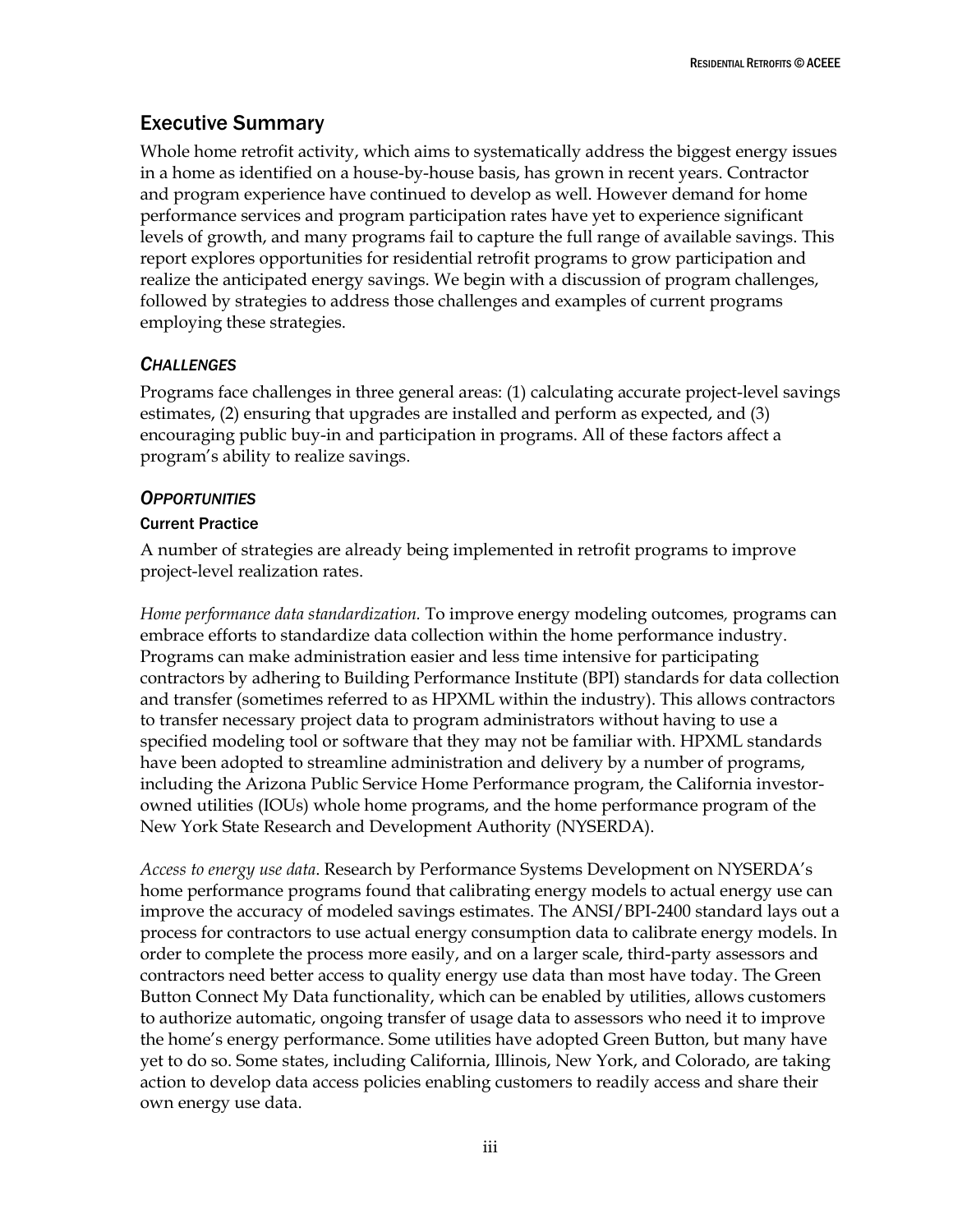## Executive Summary

Whole home retrofit activity, which aims to systematically address the biggest energy issues in a home as identified on a house-by-house basis, has grown in recent years. Contractor and program experience have continued to develop as well. However demand for home performance services and program participation rates have yet to experience significant levels of growth, and many programs fail to capture the full range of available savings. This report explores opportunities for residential retrofit programs to grow participation and realize the anticipated energy savings. We begin with a discussion of program challenges, followed by strategies to address those challenges and examples of current programs employing these strategies.

### *Challenges*

Programs face challenges in three general areas: (1) calculating accurate project-level savings estimates, (2) ensuring that upgrades are installed and perform as expected, and (3) encouraging public buy-in and participation in programs. All of these factors affect a program's ability to realize savings.

### *Opportunities*

#### Current Practice

A number of strategies are already being implemented in retrofit programs to improve project-level realization rates.

*Home performance data standardization.* To improve energy modeling outcomes, programs can embrace efforts to standardize data collection within the home performance industry. Programs can make administration easier and less time intensive for participating contractors by adhering to Building Performance Institute (BPI) standards for data collection and transfer (sometimes referred to as HPXML within the industry). This allows contractors to transfer necessary project data to program administrators without having to use a specified modeling tool or software that they may not be familiar with. HPXML standards have been adopted to streamline administration and delivery by a number of programs, including the Arizona Public Service Home Performance program, the California investor-owned utilities (IOUs) whole home programs, and the home performance program of the New York State Research and Development Authority (NYSERDA).

*Access to energy use data*. Research by Performance Systems Development on NYSERDA's home performance programs found that calibrating energy models to actual energy use can improve the accuracy of modeled savings estimates. The ANSI/BPI-2400 standard lays out a process for contractors to use actual energy consumption data to calibrate energy models. In order to complete the process more easily, and on a larger scale, third-party assessors and contractors need better access to quality energy use data than most have today. The Green Button Connect My Data functionality, which can be enabled by utilities, allows customers to authorize automatic, ongoing transfer of usage data to assessors who need it to improve the home's energy performance. Some utilities have adopted Green Button, but many have yet to do so. Some states, including California, Illinois, New York, and Colorado, are taking action to develop data access policies enabling customers to readily access and share their own energy use data.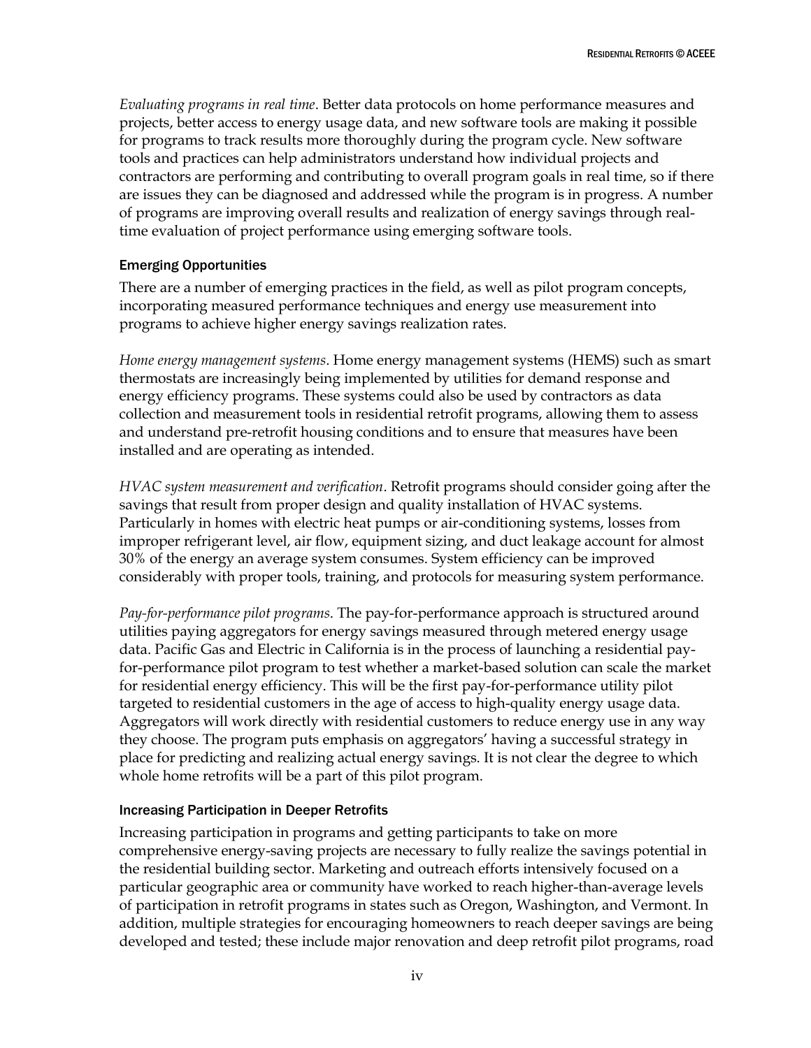*Evaluating programs in real time*. Better data protocols on home performance measures and projects, better access to energy usage data, and new software tools are making it possible for programs to track results more thoroughly during the program cycle. New software tools and practices can help administrators understand how individual projects and contractors are performing and contributing to overall program goals in real time, so if there are issues they can be diagnosed and addressed while the program is in progress. A number of programs are improving overall results and realization of energy savings through real-time evaluation of project performance using emerging software tools.

### Emerging Opportunities

There are a number of emerging practices in the field, as well as pilot program concepts, incorporating measured performance techniques and energy use measurement into programs to achieve higher energy savings realization rates.

*Home energy management systems*. Home energy management systems (HEMS) such as smart thermostats are increasingly being implemented by utilities for demand response and energy efficiency programs. These systems could also be used by contractors as data collection and measurement tools in residential retrofit programs, allowing them to assess and understand pre-retrofit housing conditions and to ensure that measures have been installed and are operating as intended.

*HVAC system measurement and verification*. Retrofit programs should consider going after the savings that result from proper design and quality installation of HVAC systems. Particularly in homes with electric heat pumps or air-conditioning systems, losses from improper refrigerant level, air flow, equipment sizing, and duct leakage account for almost 30% of the energy an average system consumes. System efficiency can be improved considerably with proper tools, training, and protocols for measuring system performance.

*Pay-for-performance pilot programs*. The pay-for-performance approach is structured around utilities paying aggregators for energy savings measured through metered energy usage data. Pacific Gas and Electric in California is in the process of launching a residential pay-for-performance pilot program to test whether a market-based solution can scale the market for residential energy efficiency. This will be the first pay-for-performance utility pilot targeted to residential customers in the age of access to high-quality energy usage data. Aggregators will work directly with residential customers to reduce energy use in any way they choose. The program puts emphasis on aggregators' having a successful strategy in place for predicting and realizing actual energy savings. It is not clear the degree to which whole home retrofits will be a part of this pilot program.

### Increasing Participation in Deeper Retrofits

Increasing participation in programs and getting participants to take on more comprehensive energy-saving projects are necessary to fully realize the savings potential in the residential building sector. Marketing and outreach efforts intensively focused on a particular geographic area or community have worked to reach higher-than-average levels of participation in retrofit programs in states such as Oregon, Washington, and Vermont. In addition, multiple strategies for encouraging homeowners to reach deeper savings are being developed and tested; these include major renovation and deep retrofit pilot programs, road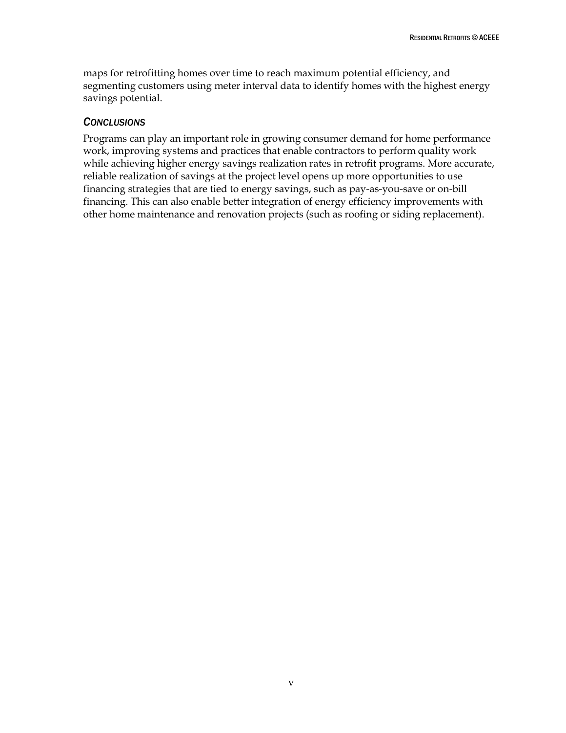maps for retrofitting homes over time to reach maximum potential efficiency, and segmenting customers using meter interval data to identify homes with the highest energy savings potential.

### *Conclusions*

Programs can play an important role in growing consumer demand for home performance work, improving systems and practices that enable contractors to perform quality work while achieving higher energy savings realization rates in retrofit programs. More accurate, reliable realization of savings at the project level opens up more opportunities to use financing strategies that are tied to energy savings, such as pay-as-you-save or on-bill financing. This can also enable better integration of energy efficiency improvements with other home maintenance and renovation projects (such as roofing or siding replacement).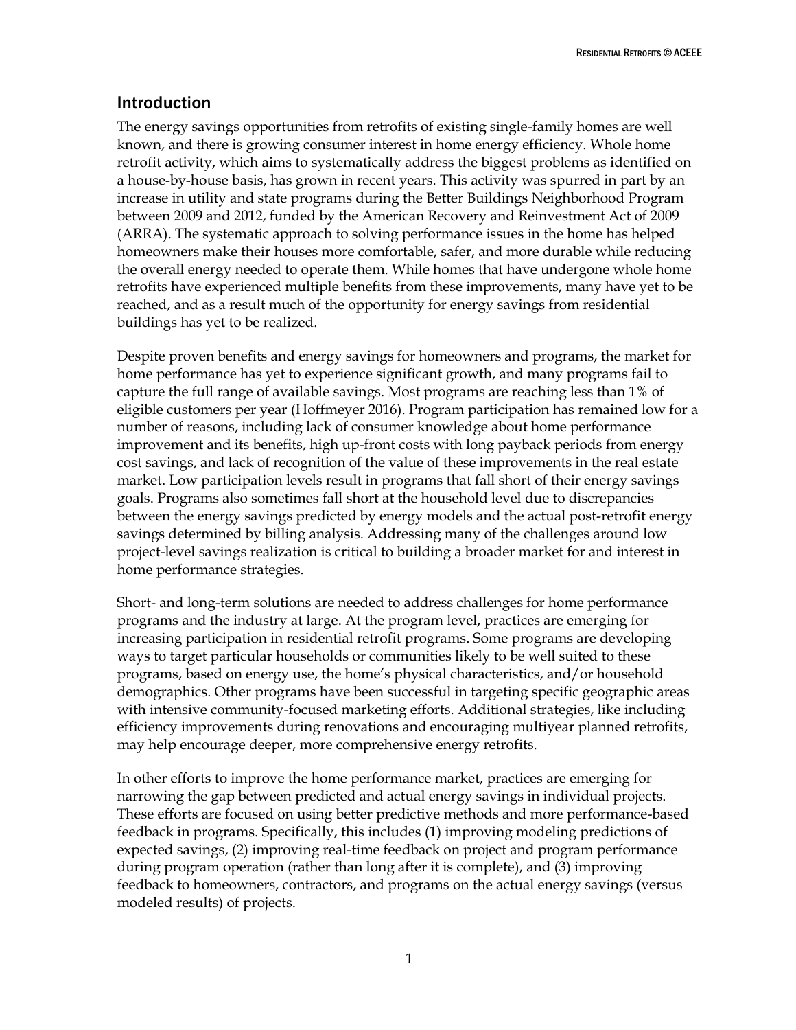## Introduction

The energy savings opportunities from retrofits of existing single-family homes are well known, and there is growing consumer interest in home energy efficiency. Whole home retrofit activity, which aims to systematically address the biggest problems as identified on a house-by-house basis, has grown in recent years. This activity was spurred in part by an increase in utility and state programs during the Better Buildings Neighborhood Program between 2009 and 2012, funded by the American Recovery and Reinvestment Act of 2009 (ARRA). The systematic approach to solving performance issues in the home has helped homeowners make their houses more comfortable, safer, and more durable while reducing the overall energy needed to operate them. While homes that have undergone whole home retrofits have experienced multiple benefits from these improvements, many have yet to be reached, and as a result much of the opportunity for energy savings from residential buildings has yet to be realized.

Despite proven benefits and energy savings for homeowners and programs, the market for home performance has yet to experience significant growth, and many programs fail to capture the full range of available savings. Most programs are reaching less than 1% of eligible customers per year (Hoffmeyer 2016). Program participation has remained low for a number of reasons, including lack of consumer knowledge about home performance improvement and its benefits, high up-front costs with long payback periods from energy cost savings, and lack of recognition of the value of these improvements in the real estate market. Low participation levels result in programs that fall short of their energy savings goals. Programs also sometimes fall short at the household level due to discrepancies between the energy savings predicted by energy models and the actual post-retrofit energy savings determined by billing analysis. Addressing many of the challenges around low project-level savings realization is critical to building a broader market for and interest in home performance strategies.

Short- and long-term solutions are needed to address challenges for home performance programs and the industry at large. At the program level, practices are emerging for increasing participation in residential retrofit programs. Some programs are developing ways to target particular households or communities likely to be well suited to these programs, based on energy use, the home's physical characteristics, and/or household demographics. Other programs have been successful in targeting specific geographic areas with intensive community-focused marketing efforts. Additional strategies, like including efficiency improvements during renovations and encouraging multiyear planned retrofits, may help encourage deeper, more comprehensive energy retrofits.

In other efforts to improve the home performance market, practices are emerging for narrowing the gap between predicted and actual energy savings in individual projects. These efforts are focused on using better predictive methods and more performance-based feedback in programs. Specifically, this includes (1) improving modeling predictions of expected savings, (2) improving real-time feedback on project and program performance during program operation (rather than long after it is complete), and (3) improving feedback to homeowners, contractors, and programs on the actual energy savings (versus modeled results) of projects.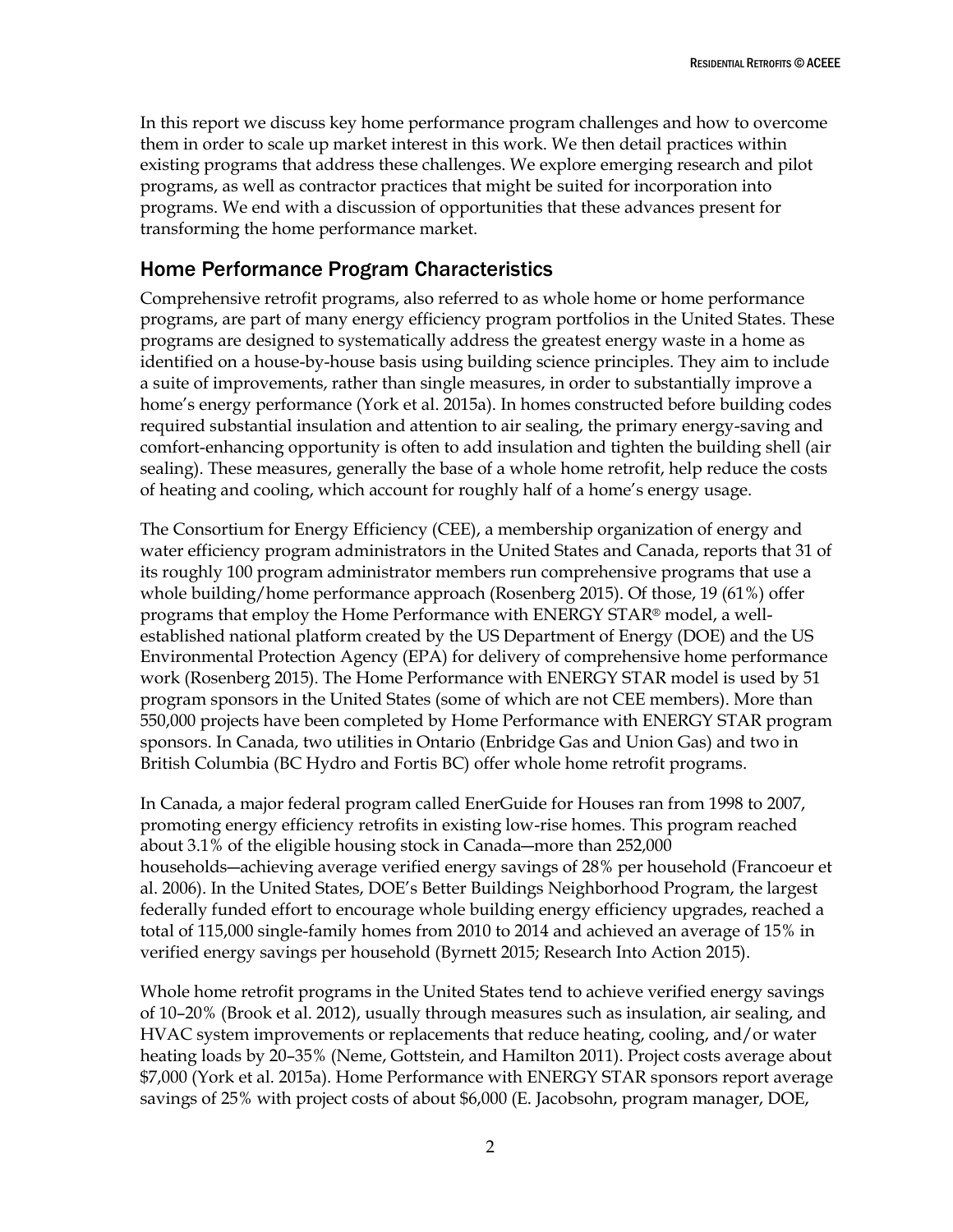In this report we discuss key home performance program challenges and how to overcome them in order to scale up market interest in this work. We then detail practices within existing programs that address these challenges. We explore emerging research and pilot programs, as well as contractor practices that might be suited for incorporation into programs. We end with a discussion of opportunities that these advances present for transforming the home performance market.

## Home Performance Program Characteristics

Comprehensive retrofit programs, also referred to as whole home or home performance programs, are part of many energy efficiency program portfolios in the United States. These programs are designed to systematically address the greatest energy waste in a home as identified on a house-by-house basis using building science principles. They aim to include a suite of improvements, rather than single measures, in order to substantially improve a home's energy performance (York et al. 2015a). In homes constructed before building codes required substantial insulation and attention to air sealing, the primary energy-saving and comfort-enhancing opportunity is often to add insulation and tighten the building shell (air sealing). These measures, generally the base of a whole home retrofit, help reduce the costs of heating and cooling, which account for roughly half of a home's energy usage.

The Consortium for Energy Efficiency (CEE), a membership organization of energy and water efficiency program administrators in the United States and Canada, reports that 31 of its roughly 100 program administrator members run comprehensive programs that use a whole building/home performance approach (Rosenberg 2015). Of those, 19 (61%) offer programs that employ the Home Performance with ENERGY STAR® model, a well-established national platform created by the US Department of Energy (DOE) and the US Environmental Protection Agency (EPA) for delivery of comprehensive home performance work (Rosenberg 2015). The Home Performance with ENERGY STAR model is used by 51 program sponsors in the United States (some of which are not CEE members). More than 550,000 projects have been completed by Home Performance with ENERGY STAR program sponsors. In Canada, two utilities in Ontario (Enbridge Gas and Union Gas) and two in British Columbia (BC Hydro and Fortis BC) offer whole home retrofit programs.

In Canada, a major federal program called EnerGuide for Houses ran from 1998 to 2007, promoting energy efficiency retrofits in existing low-rise homes. This program reached about 3.1% of the eligible housing stock in Canada—more than 252,000 households—achieving average verified energy savings of 28% per household (Francoeur et al. 2006). In the United States, DOE's Better Buildings Neighborhood Program, the largest federally funded effort to encourage whole building energy efficiency upgrades, reached a total of 115,000 single-family homes from 2010 to 2014 and achieved an average of 15% in verified energy savings per household (Byrnett 2015; Research Into Action 2015).

Whole home retrofit programs in the United States tend to achieve verified energy savings of 10–20% (Brook et al. 2012), usually through measures such as insulation, air sealing, and HVAC system improvements or replacements that reduce heating, cooling, and/or water heating loads by 20–35% (Neme, Gottstein, and Hamilton 2011). Project costs average about $7,000 (York et al. 2015a). Home Performance with ENERGY STAR sponsors report average savings of 25% with project costs of about $6,000 (E. Jacobsohn, program manager, DOE,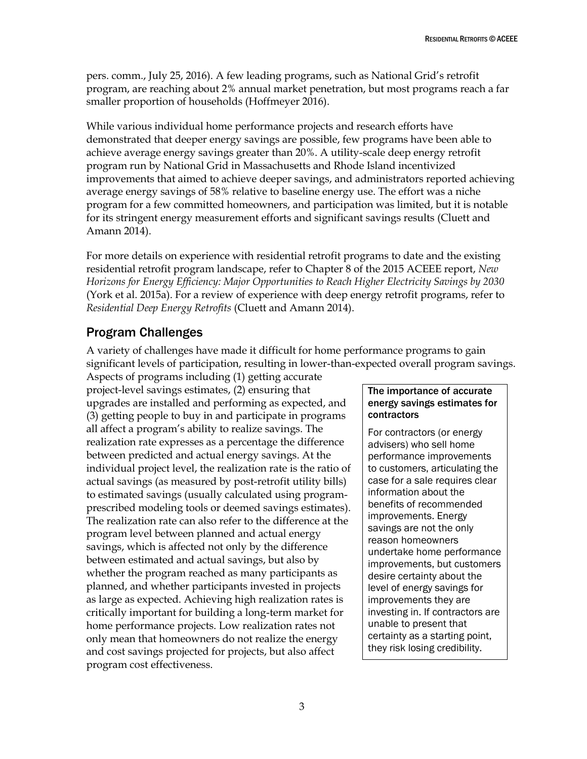pers. comm., July 25, 2016). A few leading programs, such as National Grid's retrofit program, are reaching about 2% annual market penetration, but most programs reach a far smaller proportion of households (Hoffmeyer 2016).

While various individual home performance projects and research efforts have demonstrated that deeper energy savings are possible, few programs have been able to achieve average energy savings greater than 20%. A utility-scale deep energy retrofit program run by National Grid in Massachusetts and Rhode Island incentivized improvements that aimed to achieve deeper savings, and administrators reported achieving average energy savings of 58% relative to baseline energy use. The effort was a niche program for a few committed homeowners, and participation was limited, but it is notable for its stringent energy measurement efforts and significant savings results (Cluett and Amann 2014).

For more details on experience with residential retrofit programs to date and the existing residential retrofit program landscape, refer to Chapter 8 of the 2015 ACEEE report, *New Horizons for Energy Efficiency: Major Opportunities to Reach Higher Electricity Savings by 2030* (York et al. 2015a). For a review of experience with deep energy retrofit programs, refer to *Residential Deep Energy Retrofits* (Cluett and Amann 2014).

## Program Challenges

A variety of challenges have made it difficult for home performance programs to gain significant levels of participation, resulting in lower-than-expected overall program savings. Aspects of programs including (1) getting accurate project-level savings estimates, (2) ensuring that upgrades are installed and performing as expected, and (3) getting people to buy in and participate in programs all affect a program's ability to realize savings. The realization rate expresses as a percentage the difference between predicted and actual energy savings. At the individual project level, the realization rate is the ratio of actual savings (as measured by post-retrofit utility bills) to estimated savings (usually calculated using program-prescribed modeling tools or deemed savings estimates). The realization rate can also refer to the difference at the program level between planned and actual energy savings, which is affected not only by the difference between estimated and actual savings, but also by whether the program reached as many participants as planned, and whether participants invested in projects as large as expected. Achieving high realization rates is critically important for building a long-term market for home performance projects. Low realization rates not only mean that homeowners do not realize the energy and cost savings projected for projects, but also affect program cost effectiveness.

**The importance of accurate energy savings estimates for contractors**

For contractors (or energy advisers) who sell home performance improvements to customers, articulating the case for a sale requires clear information about the benefits of recommended improvements. Energy savings are not the only reason homeowners undertake home performance improvements, but customers desire certainty about the level of energy savings for improvements they are investing in. If contractors are unable to present that certainty as a starting point, they risk losing credibility.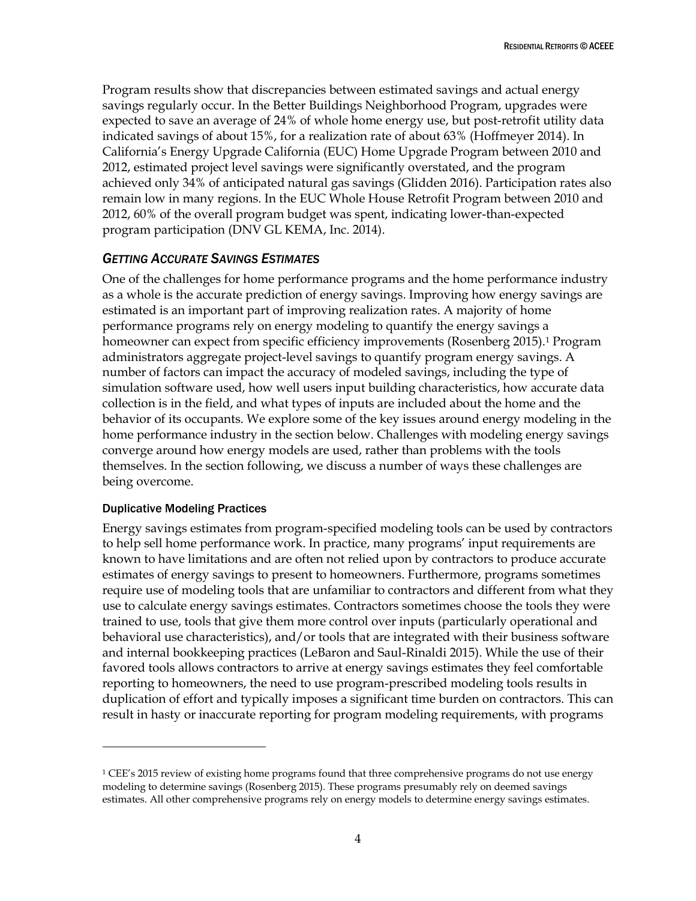Program results show that discrepancies between estimated savings and actual energy savings regularly occur. In the Better Buildings Neighborhood Program, upgrades were expected to save an average of 24% of whole home energy use, but post-retrofit utility data indicated savings of about 15%, for a realization rate of about 63% (Hoffmeyer 2014). In California's Energy Upgrade California (EUC) Home Upgrade Program between 2010 and 2012, estimated project level savings were significantly overstated, and the program achieved only 34% of anticipated natural gas savings (Glidden 2016). Participation rates also remain low in many regions. In the EUC Whole House Retrofit Program between 2010 and 2012, 60% of the overall program budget was spent, indicating lower-than-expected program participation (DNV GL KEMA, Inc. 2014).

### *Getting Accurate Savings Estimates*

One of the challenges for home performance programs and the home performance industry as a whole is the accurate prediction of energy savings. Improving how energy savings are estimated is an important part of improving realization rates. A majority of home performance programs rely on energy modeling to quantify the energy savings a homeowner can expect from specific efficiency improvements (Rosenberg 2015).[1] Program administrators aggregate project-level savings to quantify program energy savings. A number of factors can impact the accuracy of modeled savings, including the type of simulation software used, how well users input building characteristics, how accurate data collection is in the field, and what types of inputs are included about the home and the behavior of its occupants. We explore some of the key issues around energy modeling in the home performance industry in the section below. Challenges with modeling energy savings converge around how energy models are used, rather than problems with the tools themselves. In the section following, we discuss a number of ways these challenges are being overcome.

#### Duplicative Modeling Practices

Energy savings estimates from program-specified modeling tools can be used by contractors to help sell home performance work. In practice, many programs' input requirements are known to have limitations and are often not relied upon by contractors to produce accurate estimates of energy savings to present to homeowners. Furthermore, programs sometimes require use of modeling tools that are unfamiliar to contractors and different from what they use to calculate energy savings estimates. Contractors sometimes choose the tools they were trained to use, tools that give them more control over inputs (particularly operational and behavioral use characteristics), and/or tools that are integrated with their business software and internal bookkeeping practices (LeBaron and Saul-Rinaldi 2015). While the use of their favored tools allows contractors to arrive at energy savings estimates they feel comfortable reporting to homeowners, the need to use program-prescribed modeling tools results in duplication of effort and typically imposes a significant time burden on contractors. This can result in hasty or inaccurate reporting for program modeling requirements, with programs

---

[1] CEE's 2015 review of existing home programs found that three comprehensive programs do not use energy modeling to determine savings (Rosenberg 2015). These programs presumably rely on deemed savings estimates. All other comprehensive programs rely on energy models to determine energy savings estimates.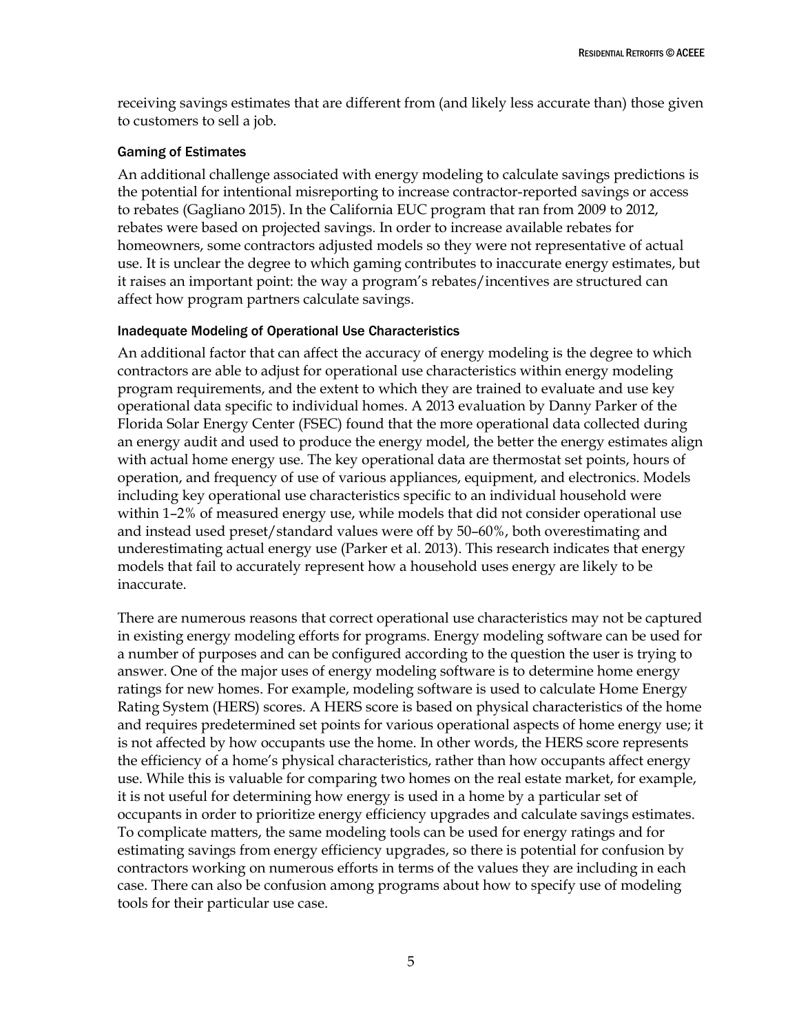receiving savings estimates that are different from (and likely less accurate than) those given to customers to sell a job.

### Gaming of Estimates

An additional challenge associated with energy modeling to calculate savings predictions is the potential for intentional misreporting to increase contractor-reported savings or access to rebates (Gagliano 2015). In the California EUC program that ran from 2009 to 2012, rebates were based on projected savings. In order to increase available rebates for homeowners, some contractors adjusted models so they were not representative of actual use. It is unclear the degree to which gaming contributes to inaccurate energy estimates, but it raises an important point: the way a program's rebates/incentives are structured can affect how program partners calculate savings.

### Inadequate Modeling of Operational Use Characteristics

An additional factor that can affect the accuracy of energy modeling is the degree to which contractors are able to adjust for operational use characteristics within energy modeling program requirements, and the extent to which they are trained to evaluate and use key operational data specific to individual homes. A 2013 evaluation by Danny Parker of the Florida Solar Energy Center (FSEC) found that the more operational data collected during an energy audit and used to produce the energy model, the better the energy estimates align with actual home energy use. The key operational data are thermostat set points, hours of operation, and frequency of use of various appliances, equipment, and electronics. Models including key operational use characteristics specific to an individual household were within 1–2% of measured energy use, while models that did not consider operational use and instead used preset/standard values were off by 50–60%, both overestimating and underestimating actual energy use (Parker et al. 2013). This research indicates that energy models that fail to accurately represent how a household uses energy are likely to be inaccurate.

There are numerous reasons that correct operational use characteristics may not be captured in existing energy modeling efforts for programs. Energy modeling software can be used for a number of purposes and can be configured according to the question the user is trying to answer. One of the major uses of energy modeling software is to determine home energy ratings for new homes. For example, modeling software is used to calculate Home Energy Rating System (HERS) scores. A HERS score is based on physical characteristics of the home and requires predetermined set points for various operational aspects of home energy use; it is not affected by how occupants use the home. In other words, the HERS score represents the efficiency of a home's physical characteristics, rather than how occupants affect energy use. While this is valuable for comparing two homes on the real estate market, for example, it is not useful for determining how energy is used in a home by a particular set of occupants in order to prioritize energy efficiency upgrades and calculate savings estimates. To complicate matters, the same modeling tools can be used for energy ratings and for estimating savings from energy efficiency upgrades, so there is potential for confusion by contractors working on numerous efforts in terms of the values they are including in each case. There can also be confusion among programs about how to specify use of modeling tools for their particular use case.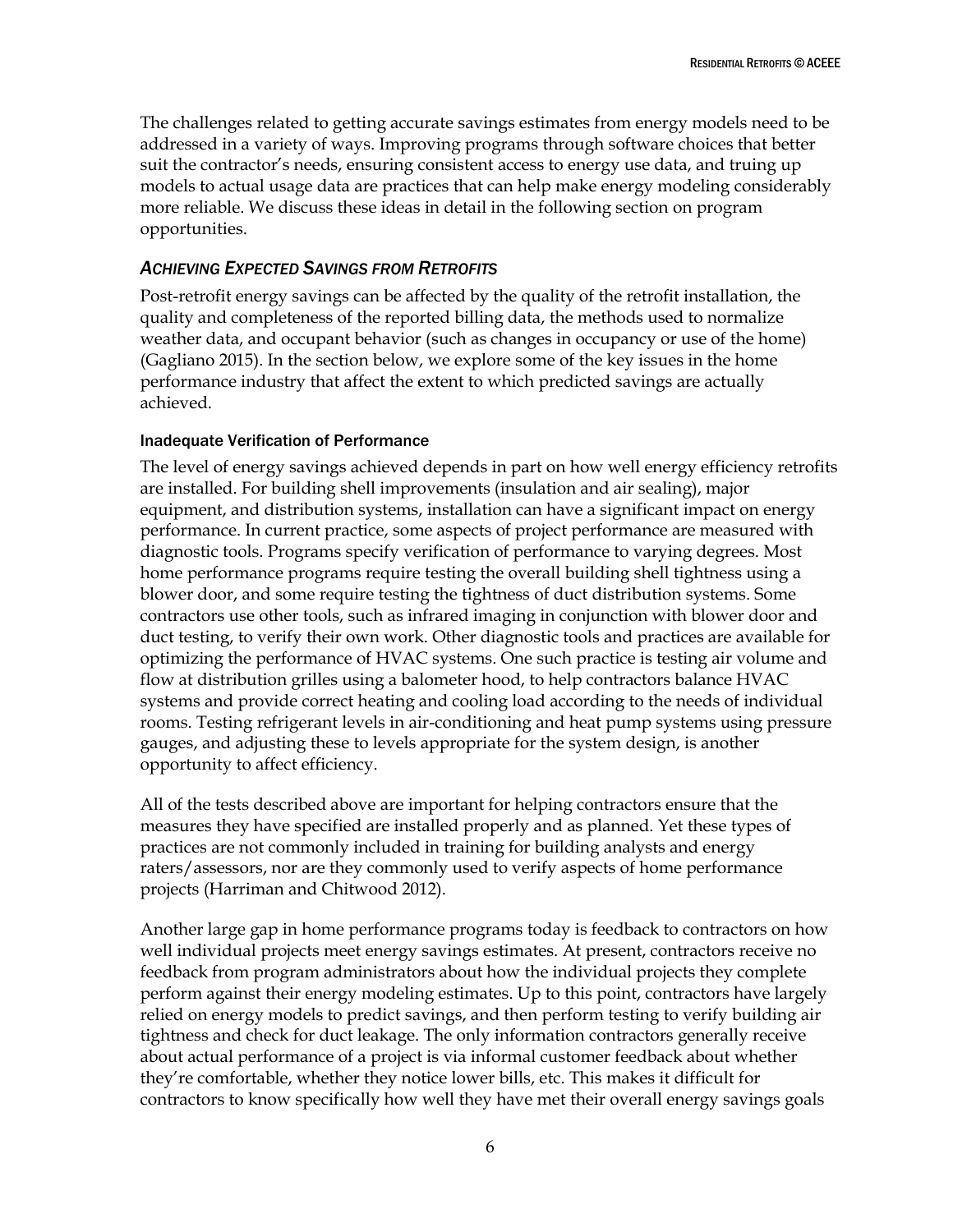The challenges related to getting accurate savings estimates from energy models need to be addressed in a variety of ways. Improving programs through software choices that better suit the contractor's needs, ensuring consistent access to energy use data, and truing up models to actual usage data are practices that can help make energy modeling considerably more reliable. We discuss these ideas in detail in the following section on program opportunities.

## *Achieving Expected Savings from Retrofits*

Post-retrofit energy savings can be affected by the quality of the retrofit installation, the quality and completeness of the reported billing data, the methods used to normalize weather data, and occupant behavior (such as changes in occupancy or use of the home) (Gagliano 2015). In the section below, we explore some of the key issues in the home performance industry that affect the extent to which predicted savings are actually achieved.

### Inadequate Verification of Performance

The level of energy savings achieved depends in part on how well energy efficiency retrofits are installed. For building shell improvements (insulation and air sealing), major equipment, and distribution systems, installation can have a significant impact on energy performance. In current practice, some aspects of project performance are measured with diagnostic tools. Programs specify verification of performance to varying degrees. Most home performance programs require testing the overall building shell tightness using a blower door, and some require testing the tightness of duct distribution systems. Some contractors use other tools, such as infrared imaging in conjunction with blower door and duct testing, to verify their own work. Other diagnostic tools and practices are available for optimizing the performance of HVAC systems. One such practice is testing air volume and flow at distribution grilles using a balometer hood, to help contractors balance HVAC systems and provide correct heating and cooling load according to the needs of individual rooms. Testing refrigerant levels in air-conditioning and heat pump systems using pressure gauges, and adjusting these to levels appropriate for the system design, is another opportunity to affect efficiency.

All of the tests described above are important for helping contractors ensure that the measures they have specified are installed properly and as planned. Yet these types of practices are not commonly included in training for building analysts and energy raters/assessors, nor are they commonly used to verify aspects of home performance projects (Harriman and Chitwood 2012).

Another large gap in home performance programs today is feedback to contractors on how well individual projects meet energy savings estimates. At present, contractors receive no feedback from program administrators about how the individual projects they complete perform against their energy modeling estimates. Up to this point, contractors have largely relied on energy models to predict savings, and then perform testing to verify building air tightness and check for duct leakage. The only information contractors generally receive about actual performance of a project is via informal customer feedback about whether they're comfortable, whether they notice lower bills, etc. This makes it difficult for contractors to know specifically how well they have met their overall energy savings goals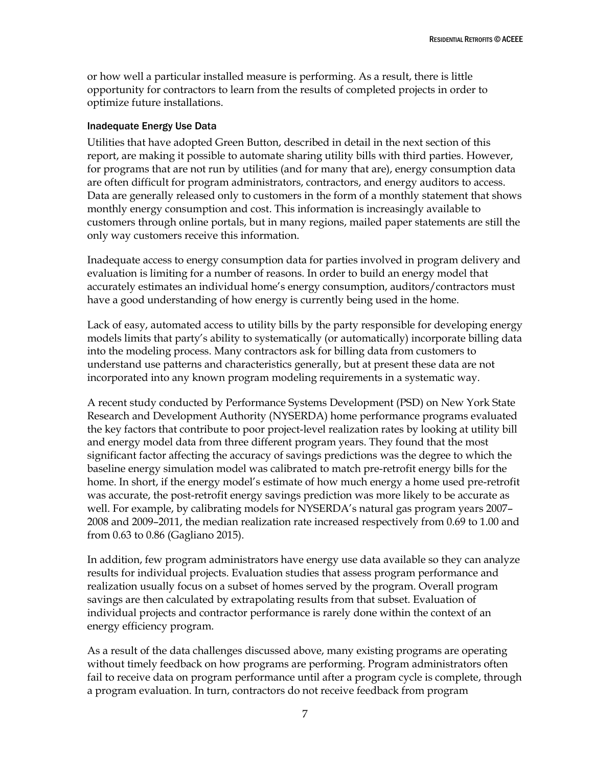or how well a particular installed measure is performing. As a result, there is little opportunity for contractors to learn from the results of completed projects in order to optimize future installations.

### Inadequate Energy Use Data

Utilities that have adopted Green Button, described in detail in the next section of this report, are making it possible to automate sharing utility bills with third parties. However, for programs that are not run by utilities (and for many that are), energy consumption data are often difficult for program administrators, contractors, and energy auditors to access. Data are generally released only to customers in the form of a monthly statement that shows monthly energy consumption and cost. This information is increasingly available to customers through online portals, but in many regions, mailed paper statements are still the only way customers receive this information.

Inadequate access to energy consumption data for parties involved in program delivery and evaluation is limiting for a number of reasons. In order to build an energy model that accurately estimates an individual home's energy consumption, auditors/contractors must have a good understanding of how energy is currently being used in the home.

Lack of easy, automated access to utility bills by the party responsible for developing energy models limits that party's ability to systematically (or automatically) incorporate billing data into the modeling process. Many contractors ask for billing data from customers to understand use patterns and characteristics generally, but at present these data are not incorporated into any known program modeling requirements in a systematic way.

A recent study conducted by Performance Systems Development (PSD) on New York State Research and Development Authority (NYSERDA) home performance programs evaluated the key factors that contribute to poor project-level realization rates by looking at utility bill and energy model data from three different program years. They found that the most significant factor affecting the accuracy of savings predictions was the degree to which the baseline energy simulation model was calibrated to match pre-retrofit energy bills for the home. In short, if the energy model's estimate of how much energy a home used pre-retrofit was accurate, the post-retrofit energy savings prediction was more likely to be accurate as well. For example, by calibrating models for NYSERDA's natural gas program years 2007–2008 and 2009–2011, the median realization rate increased respectively from 0.69 to 1.00 and from 0.63 to 0.86 (Gagliano 2015).

In addition, few program administrators have energy use data available so they can analyze results for individual projects. Evaluation studies that assess program performance and realization usually focus on a subset of homes served by the program. Overall program savings are then calculated by extrapolating results from that subset. Evaluation of individual projects and contractor performance is rarely done within the context of an energy efficiency program.

As a result of the data challenges discussed above, many existing programs are operating without timely feedback on how programs are performing. Program administrators often fail to receive data on program performance until after a program cycle is complete, through a program evaluation. In turn, contractors do not receive feedback from program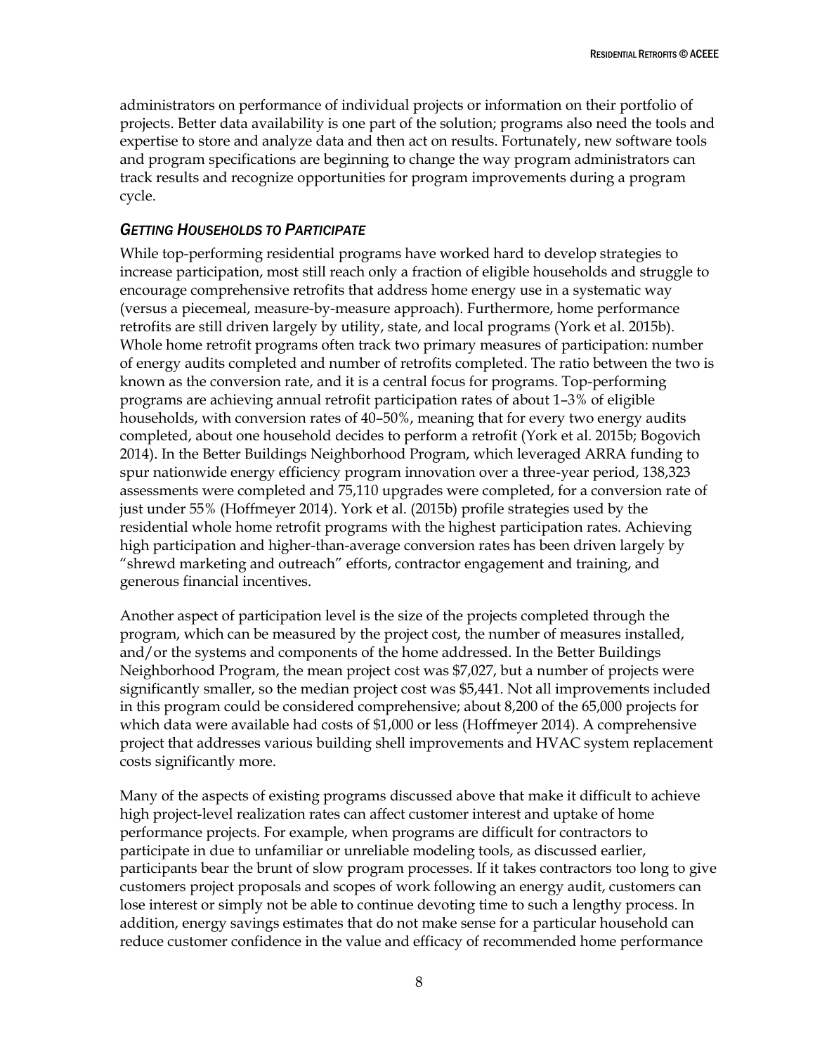administrators on performance of individual projects or information on their portfolio of projects. Better data availability is one part of the solution; programs also need the tools and expertise to store and analyze data and then act on results. Fortunately, new software tools and program specifications are beginning to change the way program administrators can track results and recognize opportunities for program improvements during a program cycle.

### *Getting Households to Participate*

While top-performing residential programs have worked hard to develop strategies to increase participation, most still reach only a fraction of eligible households and struggle to encourage comprehensive retrofits that address home energy use in a systematic way (versus a piecemeal, measure-by-measure approach). Furthermore, home performance retrofits are still driven largely by utility, state, and local programs (York et al. 2015b). Whole home retrofit programs often track two primary measures of participation: number of energy audits completed and number of retrofits completed. The ratio between the two is known as the conversion rate, and it is a central focus for programs. Top-performing programs are achieving annual retrofit participation rates of about 1–3% of eligible households, with conversion rates of 40–50%, meaning that for every two energy audits completed, about one household decides to perform a retrofit (York et al. 2015b; Bogovich 2014). In the Better Buildings Neighborhood Program, which leveraged ARRA funding to spur nationwide energy efficiency program innovation over a three-year period, 138,323 assessments were completed and 75,110 upgrades were completed, for a conversion rate of just under 55% (Hoffmeyer 2014). York et al. (2015b) profile strategies used by the residential whole home retrofit programs with the highest participation rates. Achieving high participation and higher-than-average conversion rates has been driven largely by "shrewd marketing and outreach" efforts, contractor engagement and training, and generous financial incentives.

Another aspect of participation level is the size of the projects completed through the program, which can be measured by the project cost, the number of measures installed, and/or the systems and components of the home addressed. In the Better Buildings Neighborhood Program, the mean project cost was $7,027, but a number of projects were significantly smaller, so the median project cost was $5,441. Not all improvements included in this program could be considered comprehensive; about 8,200 of the 65,000 projects for which data were available had costs of $1,000 or less (Hoffmeyer 2014). A comprehensive project that addresses various building shell improvements and HVAC system replacement costs significantly more.

Many of the aspects of existing programs discussed above that make it difficult to achieve high project-level realization rates can affect customer interest and uptake of home performance projects. For example, when programs are difficult for contractors to participate in due to unfamiliar or unreliable modeling tools, as discussed earlier, participants bear the brunt of slow program processes. If it takes contractors too long to give customers project proposals and scopes of work following an energy audit, customers can lose interest or simply not be able to continue devoting time to such a lengthy process. In addition, energy savings estimates that do not make sense for a particular household can reduce customer confidence in the value and efficacy of recommended home performance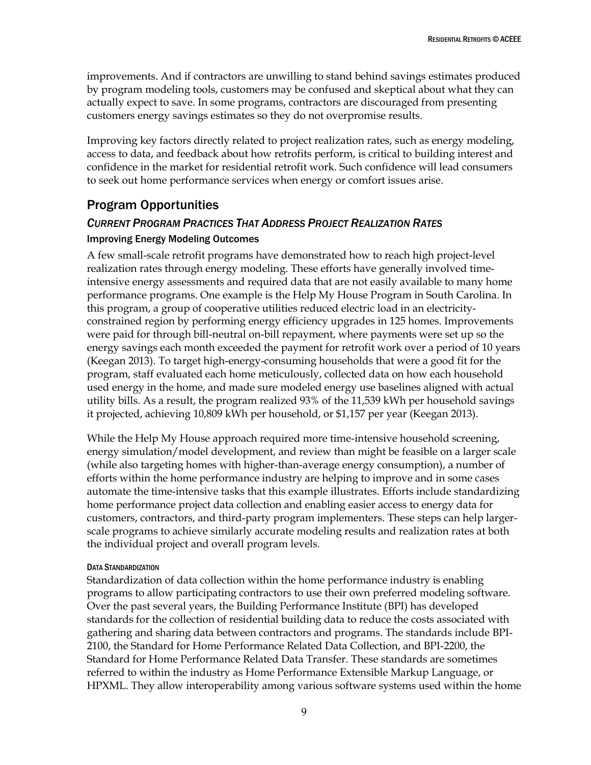improvements. And if contractors are unwilling to stand behind savings estimates produced by program modeling tools, customers may be confused and skeptical about what they can actually expect to save. In some programs, contractors are discouraged from presenting customers energy savings estimates so they do not overpromise results.

Improving key factors directly related to project realization rates, such as energy modeling, access to data, and feedback about how retrofits perform, is critical to building interest and confidence in the market for residential retrofit work. Such confidence will lead consumers to seek out home performance services when energy or comfort issues arise.

## Program Opportunities

### *Current Program Practices That Address Project Realization Rates*

#### Improving Energy Modeling Outcomes

A few small-scale retrofit programs have demonstrated how to reach high project-level realization rates through energy modeling. These efforts have generally involved time-intensive energy assessments and required data that are not easily available to many home performance programs. One example is the Help My House Program in South Carolina. In this program, a group of cooperative utilities reduced electric load in an electricity-constrained region by performing energy efficiency upgrades in 125 homes. Improvements were paid for through bill-neutral on-bill repayment, where payments were set up so the energy savings each month exceeded the payment for retrofit work over a period of 10 years (Keegan 2013). To target high-energy-consuming households that were a good fit for the program, staff evaluated each home meticulously, collected data on how each household used energy in the home, and made sure modeled energy use baselines aligned with actual utility bills. As a result, the program realized 93% of the 11,539 kWh per household savings it projected, achieving 10,809 kWh per household, or $1,157 per year (Keegan 2013).

While the Help My House approach required more time-intensive household screening, energy simulation/model development, and review than might be feasible on a larger scale (while also targeting homes with higher-than-average energy consumption), a number of efforts within the home performance industry are helping to improve and in some cases automate the time-intensive tasks that this example illustrates. Efforts include standardizing home performance project data collection and enabling easier access to energy data for customers, contractors, and third-party program implementers. These steps can help larger-scale programs to achieve similarly accurate modeling results and realization rates at both the individual project and overall program levels.

##### Data Standardization

Standardization of data collection within the home performance industry is enabling programs to allow participating contractors to use their own preferred modeling software. Over the past several years, the Building Performance Institute (BPI) has developed standards for the collection of residential building data to reduce the costs associated with gathering and sharing data between contractors and programs. The standards include BPI-2100, the Standard for Home Performance Related Data Collection, and BPI-2200, the Standard for Home Performance Related Data Transfer. These standards are sometimes referred to within the industry as Home Performance Extensible Markup Language, or HPXML. They allow interoperability among various software systems used within the home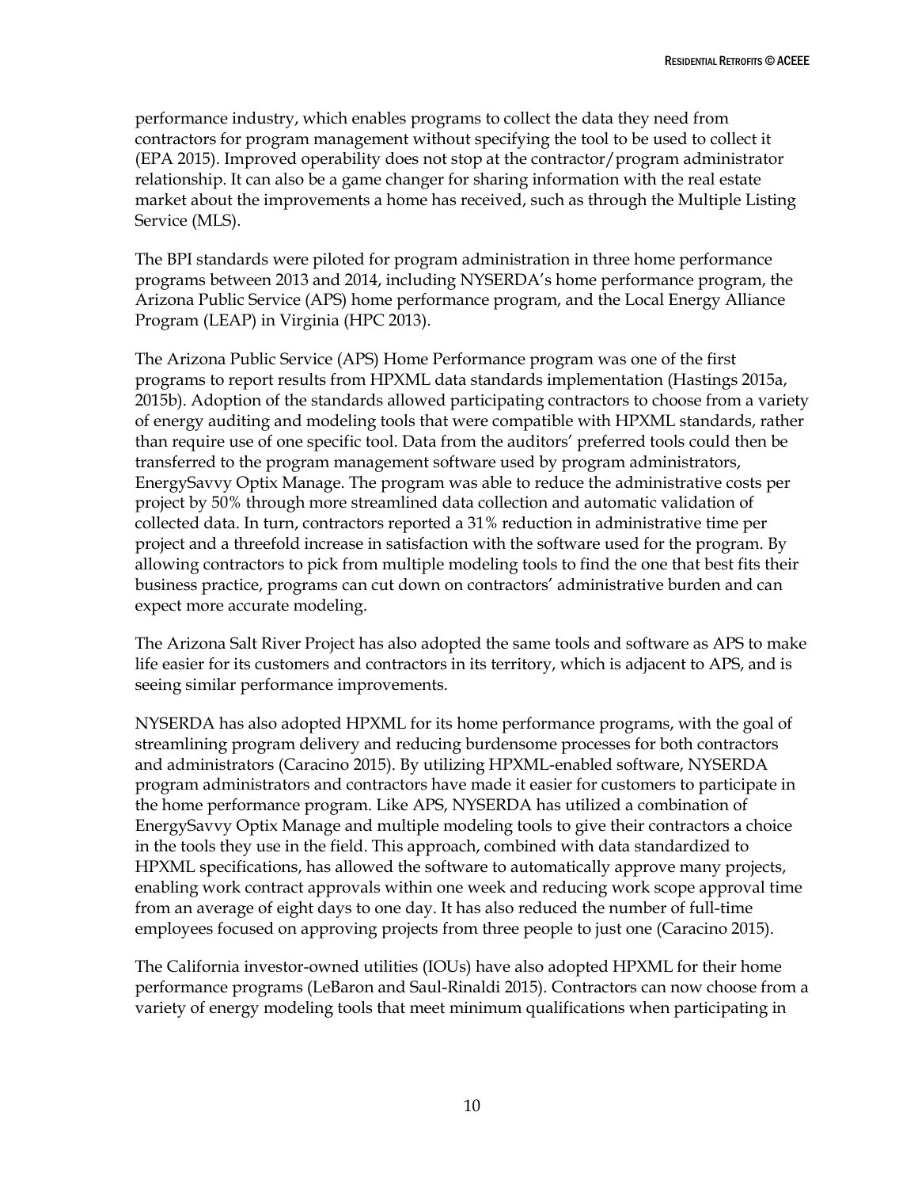performance industry, which enables programs to collect the data they need from contractors for program management without specifying the tool to be used to collect it (EPA 2015). Improved operability does not stop at the contractor/program administrator relationship. It can also be a game changer for sharing information with the real estate market about the improvements a home has received, such as through the Multiple Listing Service (MLS).

The BPI standards were piloted for program administration in three home performance programs between 2013 and 2014, including NYSERDA's home performance program, the Arizona Public Service (APS) home performance program, and the Local Energy Alliance Program (LEAP) in Virginia (HPC 2013).

The Arizona Public Service (APS) Home Performance program was one of the first programs to report results from HPXML data standards implementation (Hastings 2015a, 2015b). Adoption of the standards allowed participating contractors to choose from a variety of energy auditing and modeling tools that were compatible with HPXML standards, rather than require use of one specific tool. Data from the auditors' preferred tools could then be transferred to the program management software used by program administrators, EnergySavvy Optix Manage. The program was able to reduce the administrative costs per project by 50% through more streamlined data collection and automatic validation of collected data. In turn, contractors reported a 31% reduction in administrative time per project and a threefold increase in satisfaction with the software used for the program. By allowing contractors to pick from multiple modeling tools to find the one that best fits their business practice, programs can cut down on contractors' administrative burden and can expect more accurate modeling.

The Arizona Salt River Project has also adopted the same tools and software as APS to make life easier for its customers and contractors in its territory, which is adjacent to APS, and is seeing similar performance improvements.

NYSERDA has also adopted HPXML for its home performance programs, with the goal of streamlining program delivery and reducing burdensome processes for both contractors and administrators (Caracino 2015). By utilizing HPXML-enabled software, NYSERDA program administrators and contractors have made it easier for customers to participate in the home performance program. Like APS, NYSERDA has utilized a combination of EnergySavvy Optix Manage and multiple modeling tools to give their contractors a choice in the tools they use in the field. This approach, combined with data standardized to HPXML specifications, has allowed the software to automatically approve many projects, enabling work contract approvals within one week and reducing work scope approval time from an average of eight days to one day. It has also reduced the number of full-time employees focused on approving projects from three people to just one (Caracino 2015).

The California investor-owned utilities (IOUs) have also adopted HPXML for their home performance programs (LeBaron and Saul-Rinaldi 2015). Contractors can now choose from a variety of energy modeling tools that meet minimum qualifications when participating in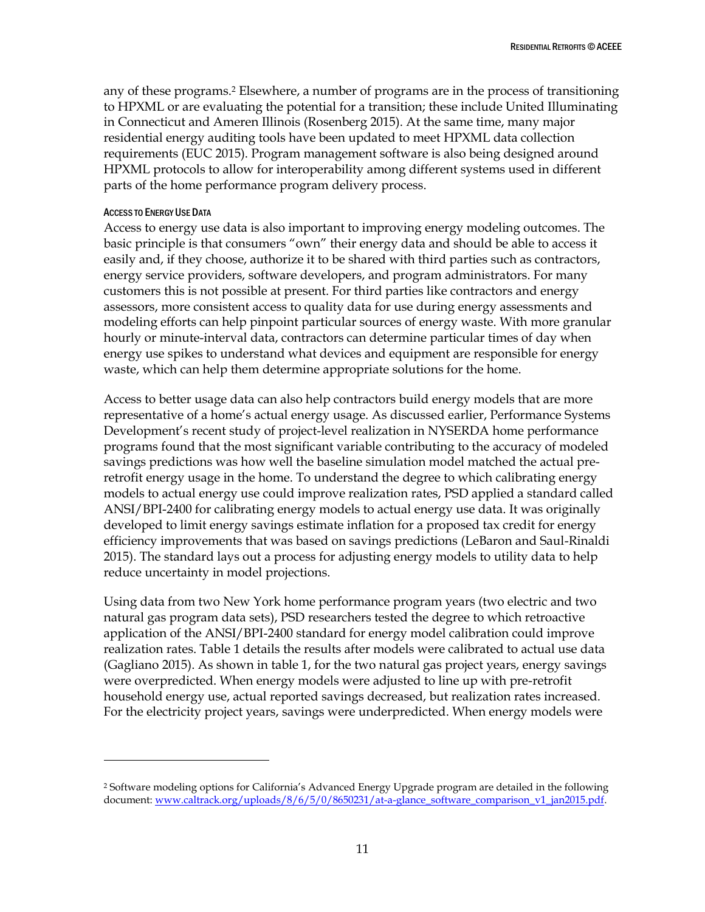any of these programs.[2] Elsewhere, a number of programs are in the process of transitioning to HPXML or are evaluating the potential for a transition; these include United Illuminating in Connecticut and Ameren Illinois (Rosenberg 2015). At the same time, many major residential energy auditing tools have been updated to meet HPXML data collection requirements (EUC 2015). Program management software is also being designed around HPXML protocols to allow for interoperability among different systems used in different parts of the home performance program delivery process.

#### ACCESS TO ENERGY USE DATA

Access to energy use data is also important to improving energy modeling outcomes. The basic principle is that consumers "own" their energy data and should be able to access it easily and, if they choose, authorize it to be shared with third parties such as contractors, energy service providers, software developers, and program administrators. For many customers this is not possible at present. For third parties like contractors and energy assessors, more consistent access to quality data for use during energy assessments and modeling efforts can help pinpoint particular sources of energy waste. With more granular hourly or minute-interval data, contractors can determine particular times of day when energy use spikes to understand what devices and equipment are responsible for energy waste, which can help them determine appropriate solutions for the home.

Access to better usage data can also help contractors build energy models that are more representative of a home's actual energy usage. As discussed earlier, Performance Systems Development's recent study of project-level realization in NYSERDA home performance programs found that the most significant variable contributing to the accuracy of modeled savings predictions was how well the baseline simulation model matched the actual pre-retrofit energy usage in the home. To understand the degree to which calibrating energy models to actual energy use could improve realization rates, PSD applied a standard called ANSI/BPI-2400 for calibrating energy models to actual energy use data. It was originally developed to limit energy savings estimate inflation for a proposed tax credit for energy efficiency improvements that was based on savings predictions (LeBaron and Saul-Rinaldi 2015). The standard lays out a process for adjusting energy models to utility data to help reduce uncertainty in model projections.

Using data from two New York home performance program years (two electric and two natural gas program data sets), PSD researchers tested the degree to which retroactive application of the ANSI/BPI-2400 standard for energy model calibration could improve realization rates. Table 1 details the results after models were calibrated to actual use data (Gagliano 2015). As shown in table 1, for the two natural gas project years, energy savings were overpredicted. When energy models were adjusted to line up with pre-retrofit household energy use, actual reported savings decreased, but realization rates increased. For the electricity project years, savings were underpredicted. When energy models were

---

[2] Software modeling options for California's Advanced Energy Upgrade program are detailed in the following document: www.caltrack.org/uploads/8/6/5/0/8650231/at-a-glance_software_comparison_v1_jan2015.pdf.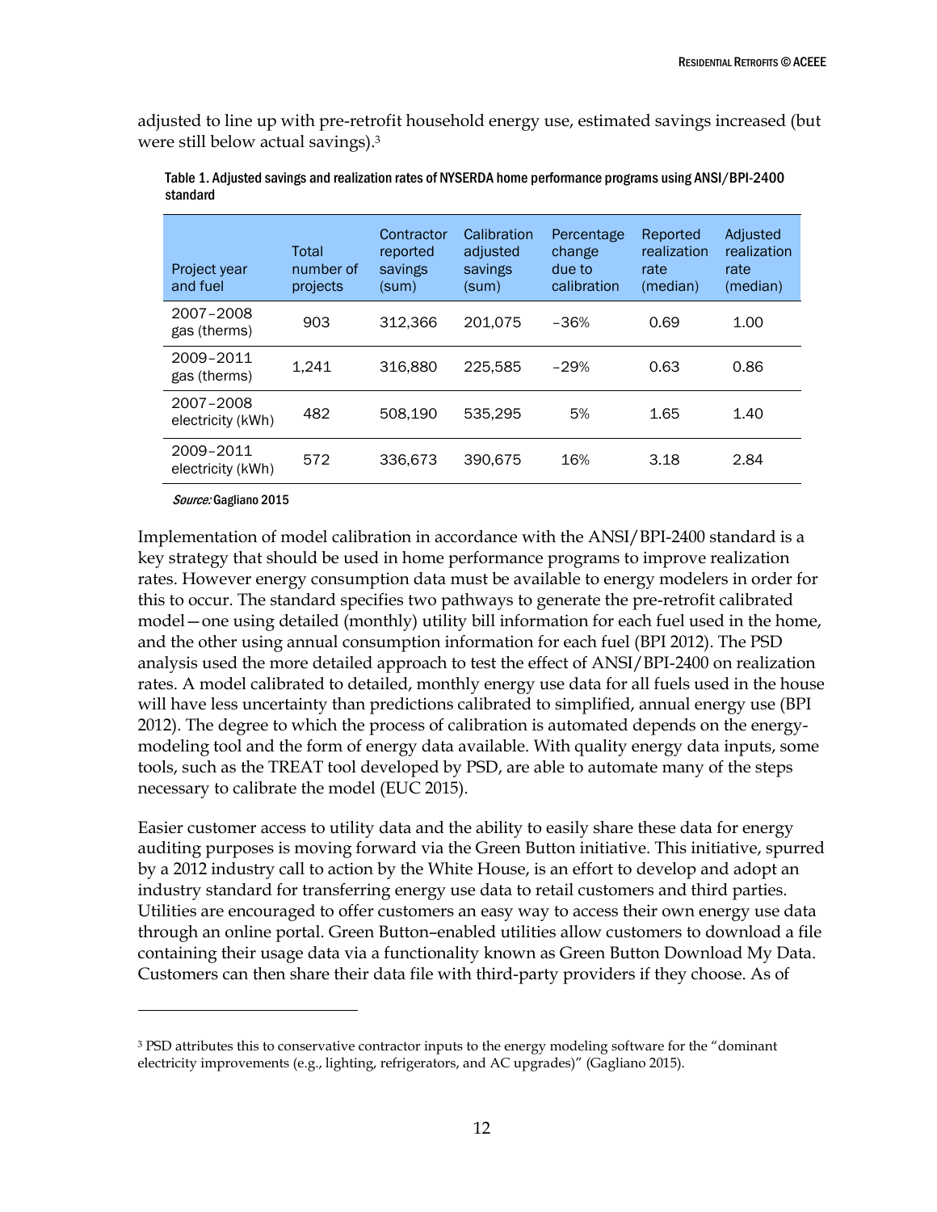adjusted to line up with pre-retrofit household energy use, estimated savings increased (but were still below actual savings).[3]

Table 1. Adjusted savings and realization rates of NYSERDA home performance programs using ANSI/BPI-2400 standard

| Project year and fuel | Total number of projects | Contractor reported savings (sum) | Calibration adjusted savings (sum) | Percentage change due to calibration | Reported realization rate (median) | Adjusted realization rate (median) |
|---|---|---|---|---|---|---|
| 2007–2008 gas (therms) | 903 | 312,366 | 201,075 | −36% | 0.69 | 1.00 |
| 2009–2011 gas (therms) | 1,241 | 316,880 | 225,585 | −29% | 0.63 | 0.86 |
| 2007–2008 electricity (kWh) | 482 | 508,190 | 535,295 | 5% | 1.65 | 1.40 |
| 2009–2011 electricity (kWh) | 572 | 336,673 | 390,675 | 16% | 3.18 | 2.84 |

*Source:* Gagliano 2015

Implementation of model calibration in accordance with the ANSI/BPI-2400 standard is a key strategy that should be used in home performance programs to improve realization rates. However energy consumption data must be available to energy modelers in order for this to occur. The standard specifies two pathways to generate the pre-retrofit calibrated model—one using detailed (monthly) utility bill information for each fuel used in the home, and the other using annual consumption information for each fuel (BPI 2012). The PSD analysis used the more detailed approach to test the effect of ANSI/BPI-2400 on realization rates. A model calibrated to detailed, monthly energy use data for all fuels used in the house will have less uncertainty than predictions calibrated to simplified, annual energy use (BPI 2012). The degree to which the process of calibration is automated depends on the energy-modeling tool and the form of energy data available. With quality energy data inputs, some tools, such as the TREAT tool developed by PSD, are able to automate many of the steps necessary to calibrate the model (EUC 2015).

Easier customer access to utility data and the ability to easily share these data for energy auditing purposes is moving forward via the Green Button initiative. This initiative, spurred by a 2012 industry call to action by the White House, is an effort to develop and adopt an industry standard for transferring energy use data to retail customers and third parties. Utilities are encouraged to offer customers an easy way to access their own energy use data through an online portal. Green Button–enabled utilities allow customers to download a file containing their usage data via a functionality known as Green Button Download My Data. Customers can then share their data file with third-party providers if they choose. As of

[3] PSD attributes this to conservative contractor inputs to the energy modeling software for the "dominant electricity improvements (e.g., lighting, refrigerators, and AC upgrades)" (Gagliano 2015).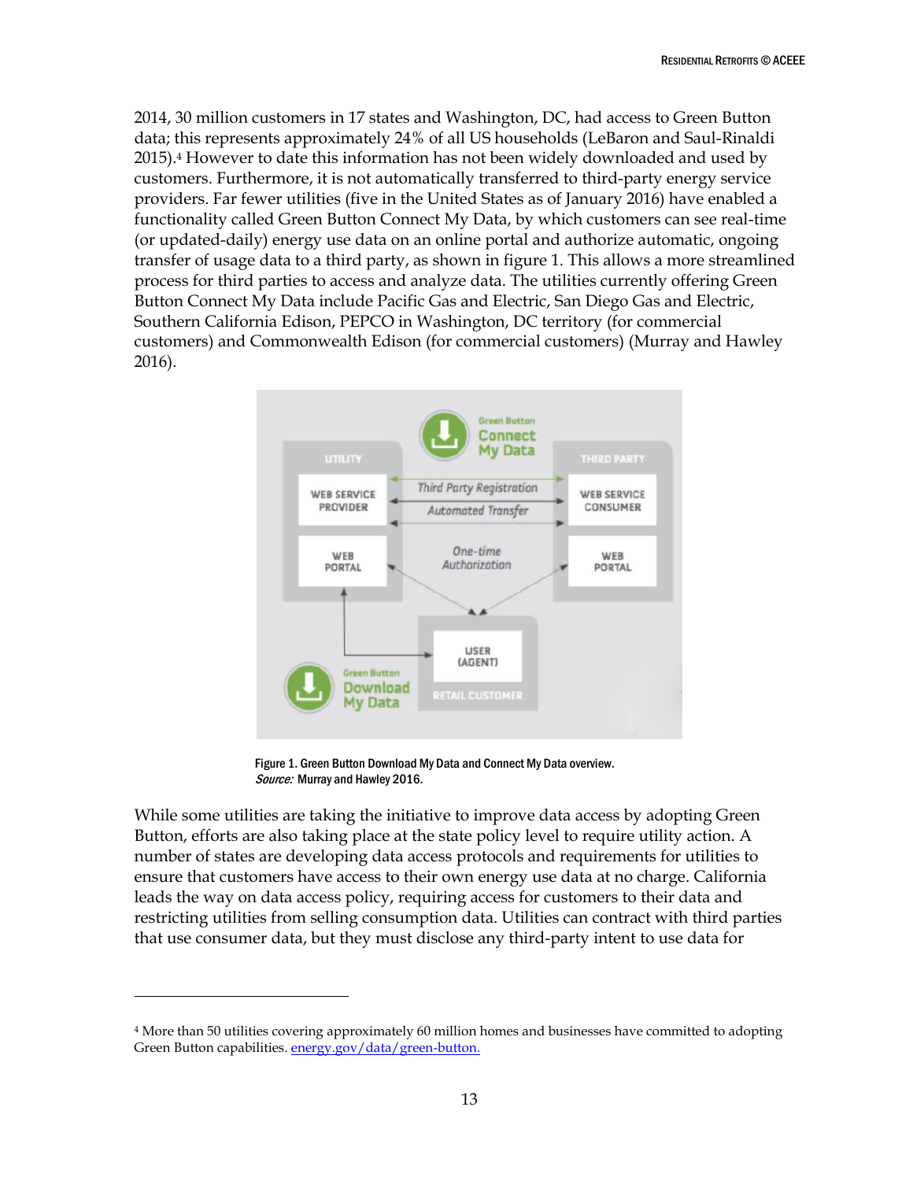2014, 30 million customers in 17 states and Washington, DC, had access to Green Button data; this represents approximately 24% of all US households (LeBaron and Saul-Rinaldi 2015).[4] However to date this information has not been widely downloaded and used by customers. Furthermore, it is not automatically transferred to third-party energy service providers. Far fewer utilities (five in the United States as of January 2016) have enabled a functionality called Green Button Connect My Data, by which customers can see real-time (or updated-daily) energy use data on an online portal and authorize automatic, ongoing transfer of usage data to a third party, as shown in figure 1. This allows a more streamlined process for third parties to access and analyze data. The utilities currently offering Green Button Connect My Data include Pacific Gas and Electric, San Diego Gas and Electric, Southern California Edison, PEPCO in Washington, DC territory (for commercial customers) and Commonwealth Edison (for commercial customers) (Murray and Hawley 2016).

Figure 1. Green Button Download My Data and Connect My Data overview.
*Source:* Murray and Hawley 2016.

While some utilities are taking the initiative to improve data access by adopting Green Button, efforts are also taking place at the state policy level to require utility action. A number of states are developing data access protocols and requirements for utilities to ensure that customers have access to their own energy use data at no charge. California leads the way on data access policy, requiring access for customers to their data and restricting utilities from selling consumption data. Utilities can contract with third parties that use consumer data, but they must disclose any third-party intent to use data for

[4] More than 50 utilities covering approximately 60 million homes and businesses have committed to adopting Green Button capabilities. energy.gov/data/green-button.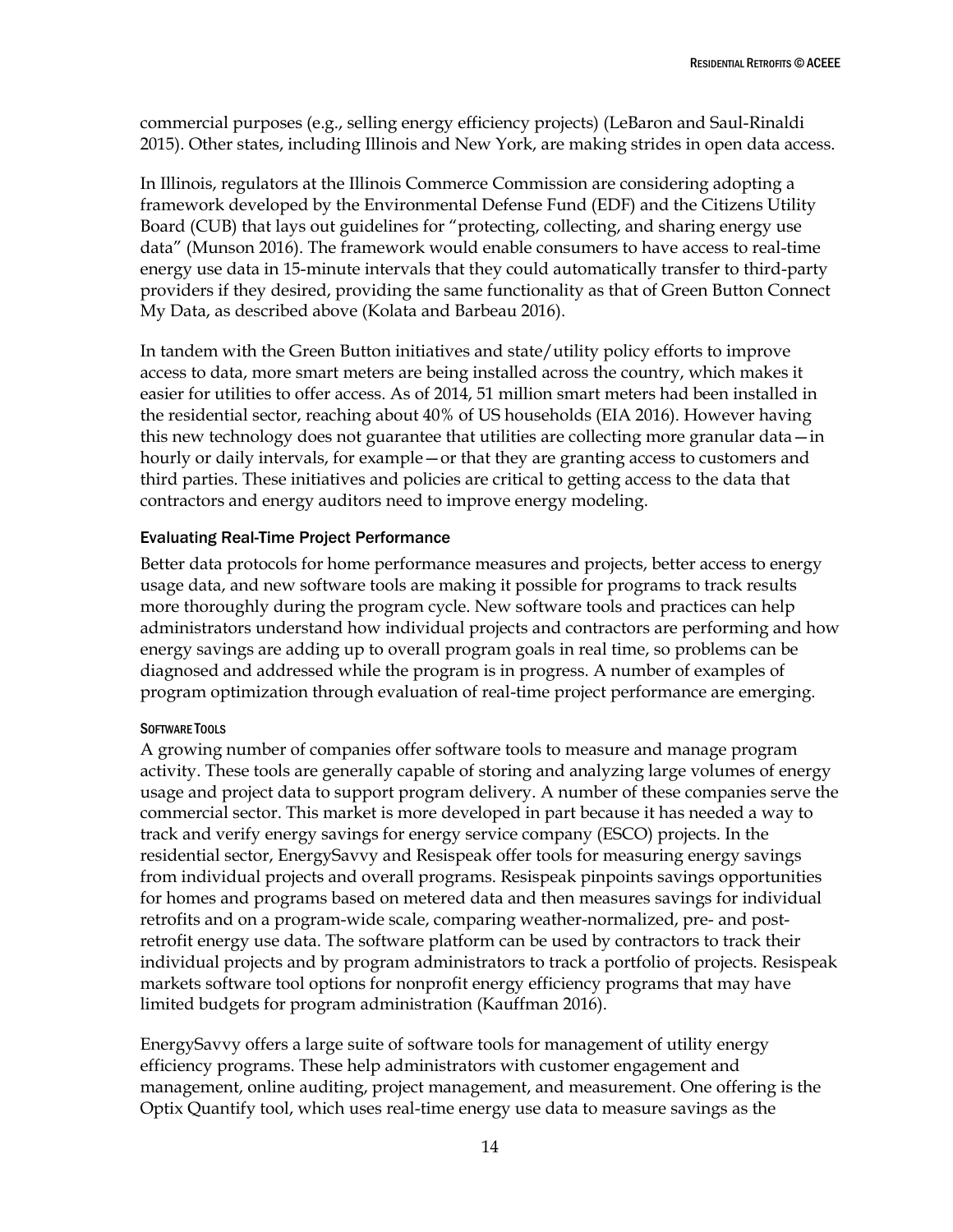commercial purposes (e.g., selling energy efficiency projects) (LeBaron and Saul-Rinaldi 2015). Other states, including Illinois and New York, are making strides in open data access.

In Illinois, regulators at the Illinois Commerce Commission are considering adopting a framework developed by the Environmental Defense Fund (EDF) and the Citizens Utility Board (CUB) that lays out guidelines for "protecting, collecting, and sharing energy use data" (Munson 2016). The framework would enable consumers to have access to real-time energy use data in 15-minute intervals that they could automatically transfer to third-party providers if they desired, providing the same functionality as that of Green Button Connect My Data, as described above (Kolata and Barbeau 2016).

In tandem with the Green Button initiatives and state/utility policy efforts to improve access to data, more smart meters are being installed across the country, which makes it easier for utilities to offer access. As of 2014, 51 million smart meters had been installed in the residential sector, reaching about 40% of US households (EIA 2016). However having this new technology does not guarantee that utilities are collecting more granular data—in hourly or daily intervals, for example—or that they are granting access to customers and third parties. These initiatives and policies are critical to getting access to the data that contractors and energy auditors need to improve energy modeling.

### Evaluating Real-Time Project Performance

Better data protocols for home performance measures and projects, better access to energy usage data, and new software tools are making it possible for programs to track results more thoroughly during the program cycle. New software tools and practices can help administrators understand how individual projects and contractors are performing and how energy savings are adding up to overall program goals in real time, so problems can be diagnosed and addressed while the program is in progress. A number of examples of program optimization through evaluation of real-time project performance are emerging.

#### Software Tools

A growing number of companies offer software tools to measure and manage program activity. These tools are generally capable of storing and analyzing large volumes of energy usage and project data to support program delivery. A number of these companies serve the commercial sector. This market is more developed in part because it has needed a way to track and verify energy savings for energy service company (ESCO) projects. In the residential sector, EnergySavvy and Resispeak offer tools for measuring energy savings from individual projects and overall programs. Resispeak pinpoints savings opportunities for homes and programs based on metered data and then measures savings for individual retrofits and on a program-wide scale, comparing weather-normalized, pre- and post-retrofit energy use data. The software platform can be used by contractors to track their individual projects and by program administrators to track a portfolio of projects. Resispeak markets software tool options for nonprofit energy efficiency programs that may have limited budgets for program administration (Kauffman 2016).

EnergySavvy offers a large suite of software tools for management of utility energy efficiency programs. These help administrators with customer engagement and management, online auditing, project management, and measurement. One offering is the Optix Quantify tool, which uses real-time energy use data to measure savings as the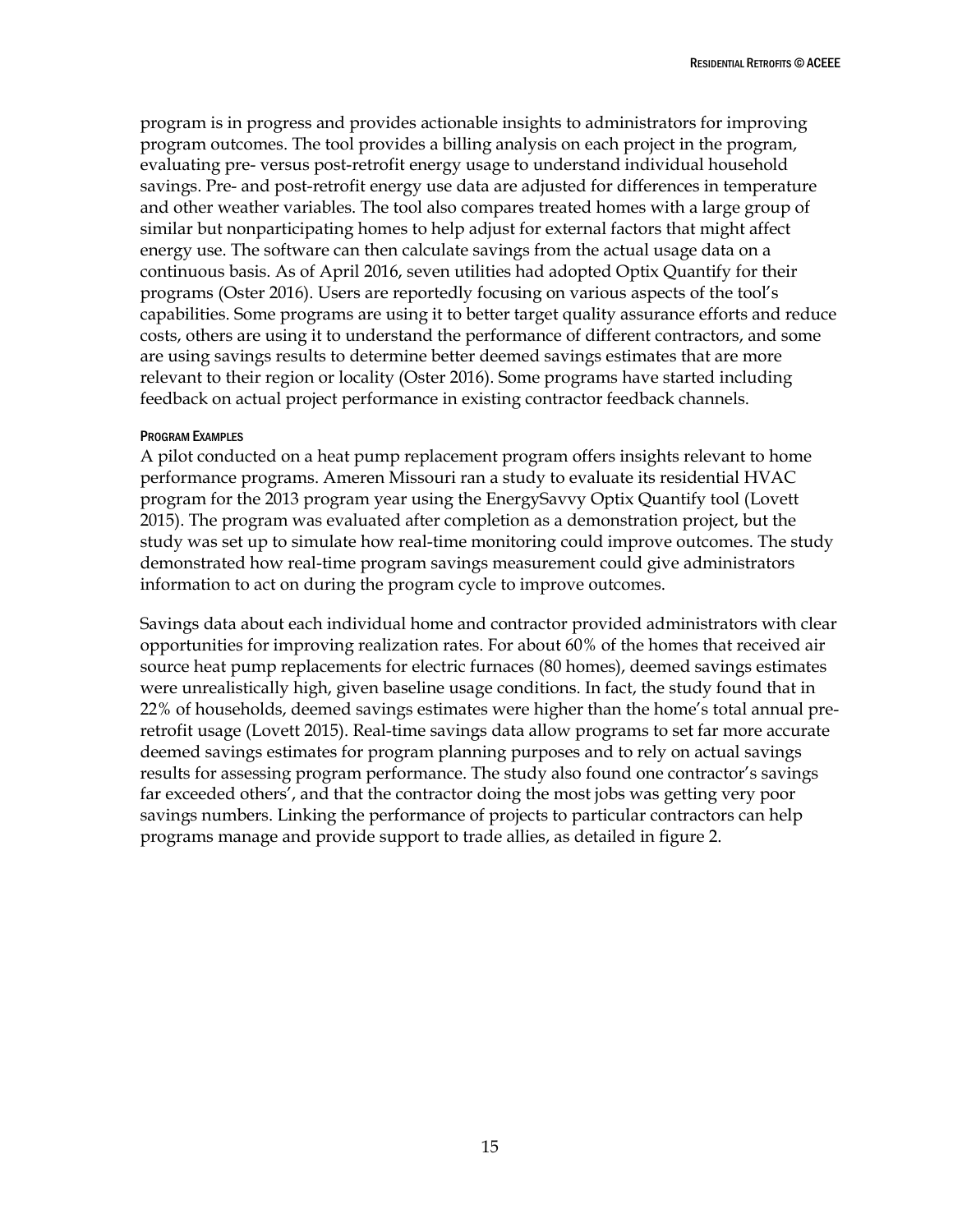program is in progress and provides actionable insights to administrators for improving program outcomes. The tool provides a billing analysis on each project in the program, evaluating pre- versus post-retrofit energy usage to understand individual household savings. Pre- and post-retrofit energy use data are adjusted for differences in temperature and other weather variables. The tool also compares treated homes with a large group of similar but nonparticipating homes to help adjust for external factors that might affect energy use. The software can then calculate savings from the actual usage data on a continuous basis. As of April 2016, seven utilities had adopted Optix Quantify for their programs (Oster 2016). Users are reportedly focusing on various aspects of the tool's capabilities. Some programs are using it to better target quality assurance efforts and reduce costs, others are using it to understand the performance of different contractors, and some are using savings results to determine better deemed savings estimates that are more relevant to their region or locality (Oster 2016). Some programs have started including feedback on actual project performance in existing contractor feedback channels.

#### Program Examples

A pilot conducted on a heat pump replacement program offers insights relevant to home performance programs. Ameren Missouri ran a study to evaluate its residential HVAC program for the 2013 program year using the EnergySavvy Optix Quantify tool (Lovett 2015). The program was evaluated after completion as a demonstration project, but the study was set up to simulate how real-time monitoring could improve outcomes. The study demonstrated how real-time program savings measurement could give administrators information to act on during the program cycle to improve outcomes.

Savings data about each individual home and contractor provided administrators with clear opportunities for improving realization rates. For about 60% of the homes that received air source heat pump replacements for electric furnaces (80 homes), deemed savings estimates were unrealistically high, given baseline usage conditions. In fact, the study found that in 22% of households, deemed savings estimates were higher than the home's total annual pre-retrofit usage (Lovett 2015). Real-time savings data allow programs to set far more accurate deemed savings estimates for program planning purposes and to rely on actual savings results for assessing program performance. The study also found one contractor's savings far exceeded others', and that the contractor doing the most jobs was getting very poor savings numbers. Linking the performance of projects to particular contractors can help programs manage and provide support to trade allies, as detailed in figure 2.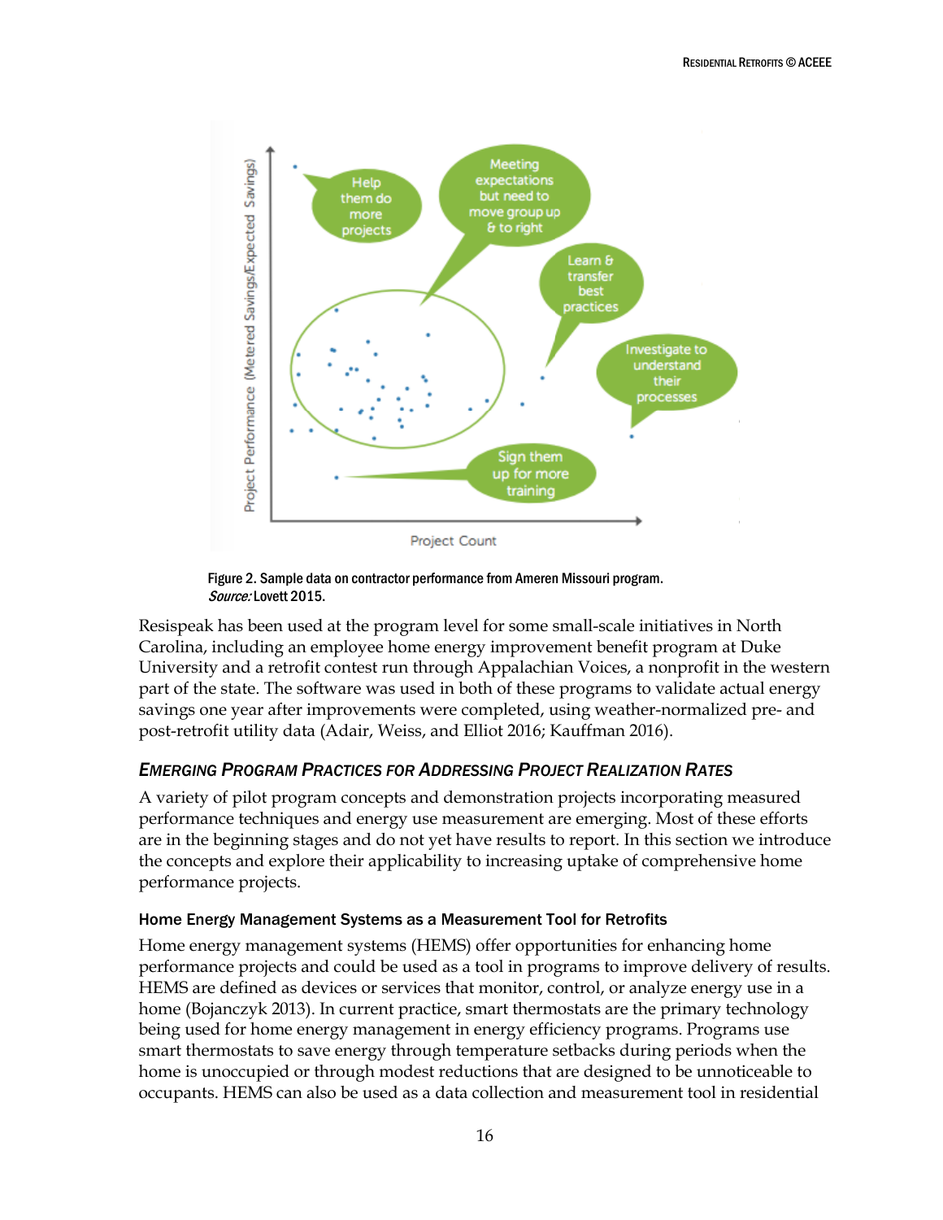Figure 2. Sample data on contractor performance from Ameren Missouri program. *Source:* Lovett 2015.

Resispeak has been used at the program level for some small-scale initiatives in North Carolina, including an employee home energy improvement benefit program at Duke University and a retrofit contest run through Appalachian Voices, a nonprofit in the western part of the state. The software was used in both of these programs to validate actual energy savings one year after improvements were completed, using weather-normalized pre- and post-retrofit utility data (Adair, Weiss, and Elliot 2016; Kauffman 2016).

## *Emerging Program Practices for Addressing Project Realization Rates*

A variety of pilot program concepts and demonstration projects incorporating measured performance techniques and energy use measurement are emerging. Most of these efforts are in the beginning stages and do not yet have results to report. In this section we introduce the concepts and explore their applicability to increasing uptake of comprehensive home performance projects.

### Home Energy Management Systems as a Measurement Tool for Retrofits

Home energy management systems (HEMS) offer opportunities for enhancing home performance projects and could be used as a tool in programs to improve delivery of results. HEMS are defined as devices or services that monitor, control, or analyze energy use in a home (Bojanczyk 2013). In current practice, smart thermostats are the primary technology being used for home energy management in energy efficiency programs. Programs use smart thermostats to save energy through temperature setbacks during periods when the home is unoccupied or through modest reductions that are designed to be unnoticeable to occupants. HEMS can also be used as a data collection and measurement tool in residential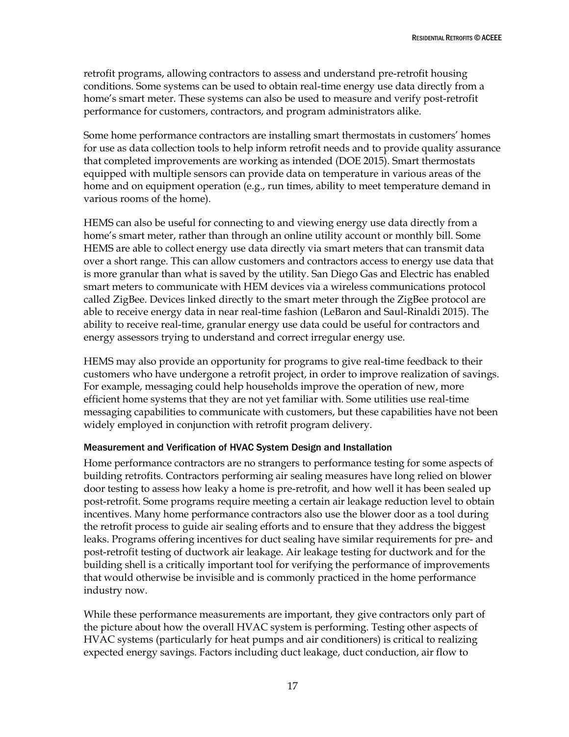retrofit programs, allowing contractors to assess and understand pre-retrofit housing conditions. Some systems can be used to obtain real-time energy use data directly from a home's smart meter. These systems can also be used to measure and verify post-retrofit performance for customers, contractors, and program administrators alike.

Some home performance contractors are installing smart thermostats in customers' homes for use as data collection tools to help inform retrofit needs and to provide quality assurance that completed improvements are working as intended (DOE 2015). Smart thermostats equipped with multiple sensors can provide data on temperature in various areas of the home and on equipment operation (e.g., run times, ability to meet temperature demand in various rooms of the home).

HEMS can also be useful for connecting to and viewing energy use data directly from a home's smart meter, rather than through an online utility account or monthly bill. Some HEMS are able to collect energy use data directly via smart meters that can transmit data over a short range. This can allow customers and contractors access to energy use data that is more granular than what is saved by the utility. San Diego Gas and Electric has enabled smart meters to communicate with HEM devices via a wireless communications protocol called ZigBee. Devices linked directly to the smart meter through the ZigBee protocol are able to receive energy data in near real-time fashion (LeBaron and Saul-Rinaldi 2015). The ability to receive real-time, granular energy use data could be useful for contractors and energy assessors trying to understand and correct irregular energy use.

HEMS may also provide an opportunity for programs to give real-time feedback to their customers who have undergone a retrofit project, in order to improve realization of savings. For example, messaging could help households improve the operation of new, more efficient home systems that they are not yet familiar with. Some utilities use real-time messaging capabilities to communicate with customers, but these capabilities have not been widely employed in conjunction with retrofit program delivery.

### Measurement and Verification of HVAC System Design and Installation

Home performance contractors are no strangers to performance testing for some aspects of building retrofits. Contractors performing air sealing measures have long relied on blower door testing to assess how leaky a home is pre-retrofit, and how well it has been sealed up post-retrofit. Some programs require meeting a certain air leakage reduction level to obtain incentives. Many home performance contractors also use the blower door as a tool during the retrofit process to guide air sealing efforts and to ensure that they address the biggest leaks. Programs offering incentives for duct sealing have similar requirements for pre- and post-retrofit testing of ductwork air leakage. Air leakage testing for ductwork and for the building shell is a critically important tool for verifying the performance of improvements that would otherwise be invisible and is commonly practiced in the home performance industry now.

While these performance measurements are important, they give contractors only part of the picture about how the overall HVAC system is performing. Testing other aspects of HVAC systems (particularly for heat pumps and air conditioners) is critical to realizing expected energy savings. Factors including duct leakage, duct conduction, air flow to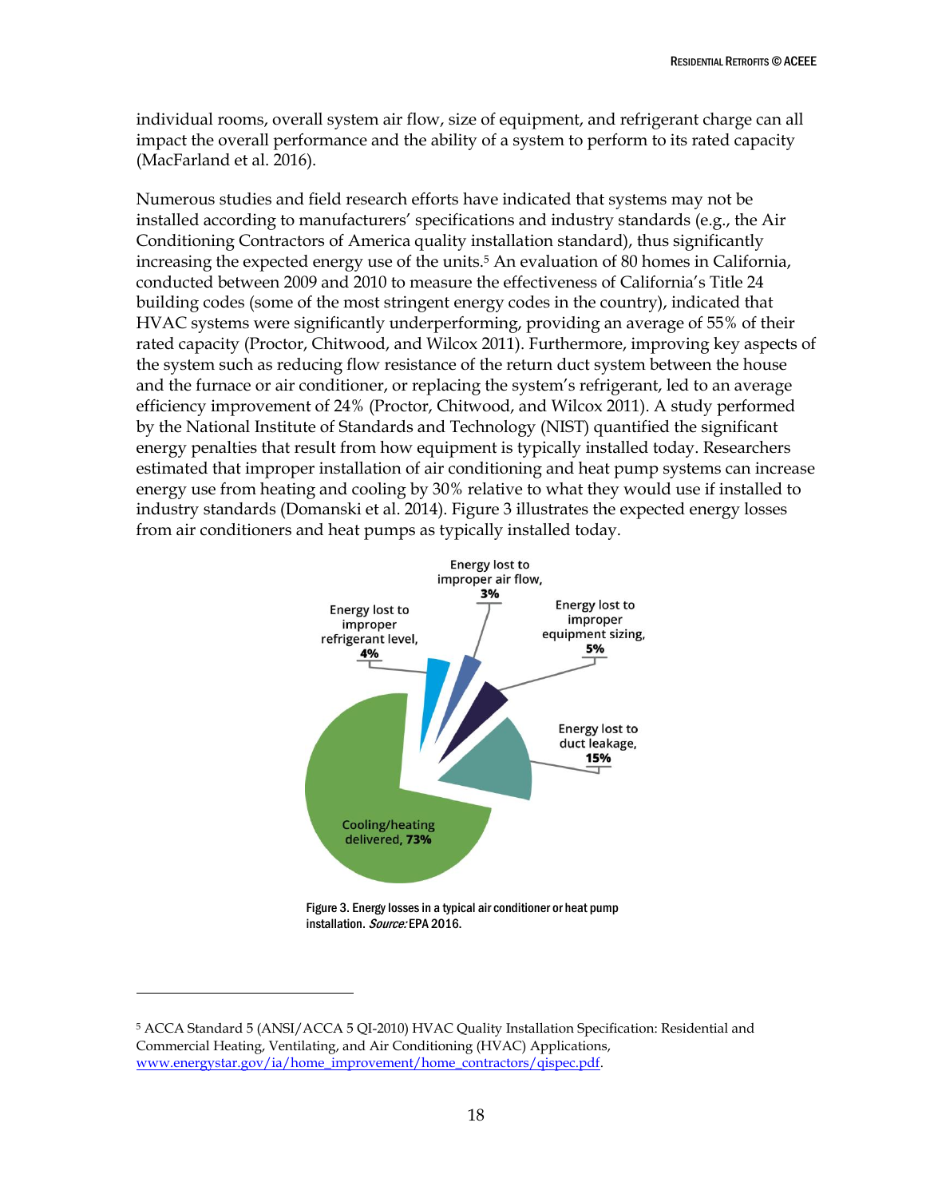individual rooms, overall system air flow, size of equipment, and refrigerant charge can all impact the overall performance and the ability of a system to perform to its rated capacity (MacFarland et al. 2016).

Numerous studies and field research efforts have indicated that systems may not be installed according to manufacturers' specifications and industry standards (e.g., the Air Conditioning Contractors of America quality installation standard), thus significantly increasing the expected energy use of the units.[5] An evaluation of 80 homes in California, conducted between 2009 and 2010 to measure the effectiveness of California's Title 24 building codes (some of the most stringent energy codes in the country), indicated that HVAC systems were significantly underperforming, providing an average of 55% of their rated capacity (Proctor, Chitwood, and Wilcox 2011). Furthermore, improving key aspects of the system such as reducing flow resistance of the return duct system between the house and the furnace or air conditioner, or replacing the system's refrigerant, led to an average efficiency improvement of 24% (Proctor, Chitwood, and Wilcox 2011). A study performed by the National Institute of Standards and Technology (NIST) quantified the significant energy penalties that result from how equipment is typically installed today. Researchers estimated that improper installation of air conditioning and heat pump systems can increase energy use from heating and cooling by 30% relative to what they would use if installed to industry standards (Domanski et al. 2014). Figure 3 illustrates the expected energy losses from air conditioners and heat pumps as typically installed today.

Energy lost to improper air flow, **3%**

Energy lost to improper refrigerant level, **4%**

Energy lost to improper equipment sizing, **5%**

Energy lost to duct leakage, **15%**

Cooling/heating delivered, **73%**

Figure 3. Energy losses in a typical air conditioner or heat pump installation. *Source:* EPA 2016.

---

[5] ACCA Standard 5 (ANSI/ACCA 5 QI-2010) HVAC Quality Installation Specification: Residential and Commercial Heating, Ventilating, and Air Conditioning (HVAC) Applications, www.energystar.gov/ia/home_improvement/home_contractors/qispec.pdf.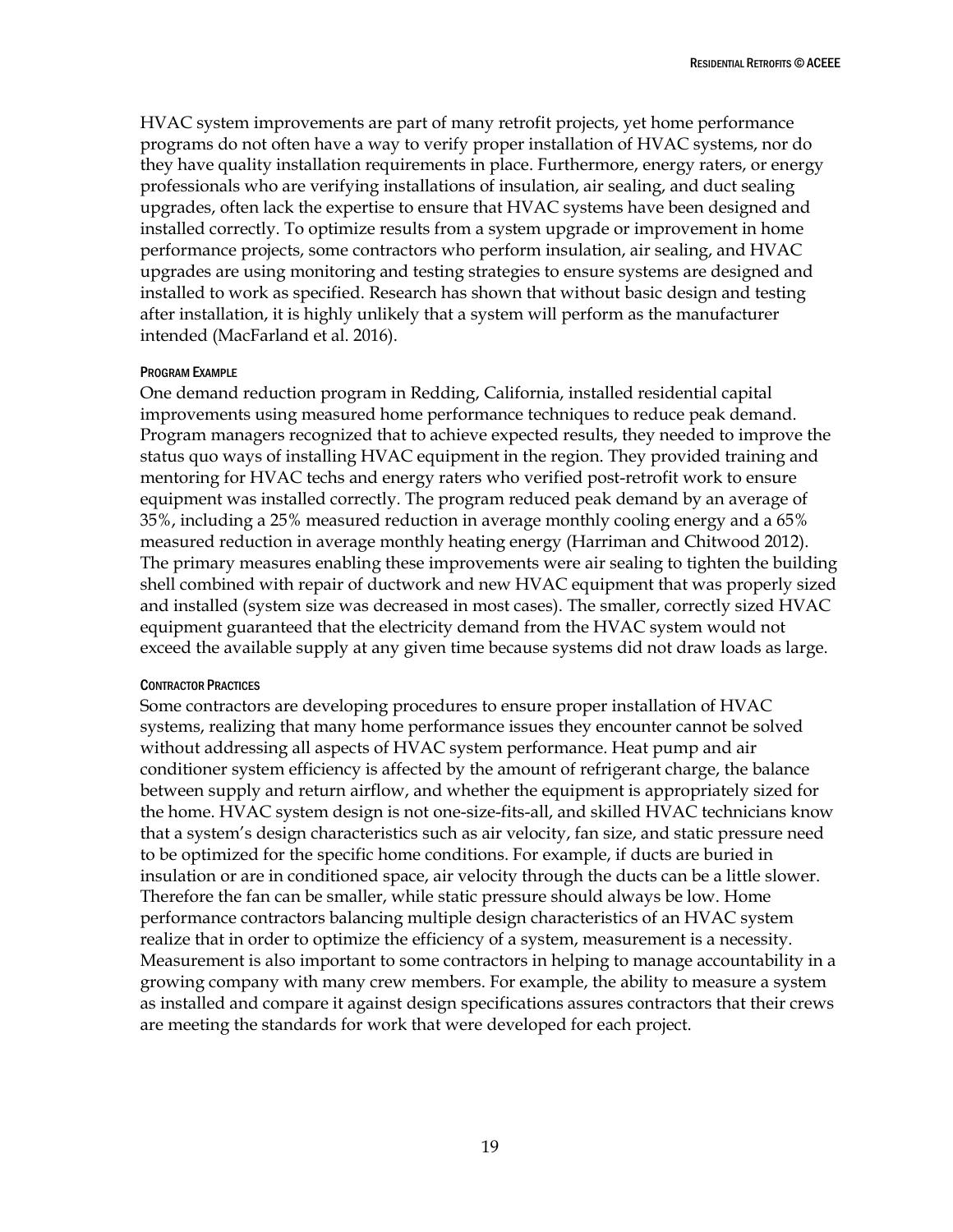HVAC system improvements are part of many retrofit projects, yet home performance programs do not often have a way to verify proper installation of HVAC systems, nor do they have quality installation requirements in place. Furthermore, energy raters, or energy professionals who are verifying installations of insulation, air sealing, and duct sealing upgrades, often lack the expertise to ensure that HVAC systems have been designed and installed correctly. To optimize results from a system upgrade or improvement in home performance projects, some contractors who perform insulation, air sealing, and HVAC upgrades are using monitoring and testing strategies to ensure systems are designed and installed to work as specified. Research has shown that without basic design and testing after installation, it is highly unlikely that a system will perform as the manufacturer intended (MacFarland et al. 2016).

#### PROGRAM EXAMPLE

One demand reduction program in Redding, California, installed residential capital improvements using measured home performance techniques to reduce peak demand. Program managers recognized that to achieve expected results, they needed to improve the status quo ways of installing HVAC equipment in the region. They provided training and mentoring for HVAC techs and energy raters who verified post-retrofit work to ensure equipment was installed correctly. The program reduced peak demand by an average of 35%, including a 25% measured reduction in average monthly cooling energy and a 65% measured reduction in average monthly heating energy (Harriman and Chitwood 2012). The primary measures enabling these improvements were air sealing to tighten the building shell combined with repair of ductwork and new HVAC equipment that was properly sized and installed (system size was decreased in most cases). The smaller, correctly sized HVAC equipment guaranteed that the electricity demand from the HVAC system would not exceed the available supply at any given time because systems did not draw loads as large.

#### CONTRACTOR PRACTICES

Some contractors are developing procedures to ensure proper installation of HVAC systems, realizing that many home performance issues they encounter cannot be solved without addressing all aspects of HVAC system performance. Heat pump and air conditioner system efficiency is affected by the amount of refrigerant charge, the balance between supply and return airflow, and whether the equipment is appropriately sized for the home. HVAC system design is not one-size-fits-all, and skilled HVAC technicians know that a system's design characteristics such as air velocity, fan size, and static pressure need to be optimized for the specific home conditions. For example, if ducts are buried in insulation or are in conditioned space, air velocity through the ducts can be a little slower. Therefore the fan can be smaller, while static pressure should always be low. Home performance contractors balancing multiple design characteristics of an HVAC system realize that in order to optimize the efficiency of a system, measurement is a necessity. Measurement is also important to some contractors in helping to manage accountability in a growing company with many crew members. For example, the ability to measure a system as installed and compare it against design specifications assures contractors that their crews are meeting the standards for work that were developed for each project.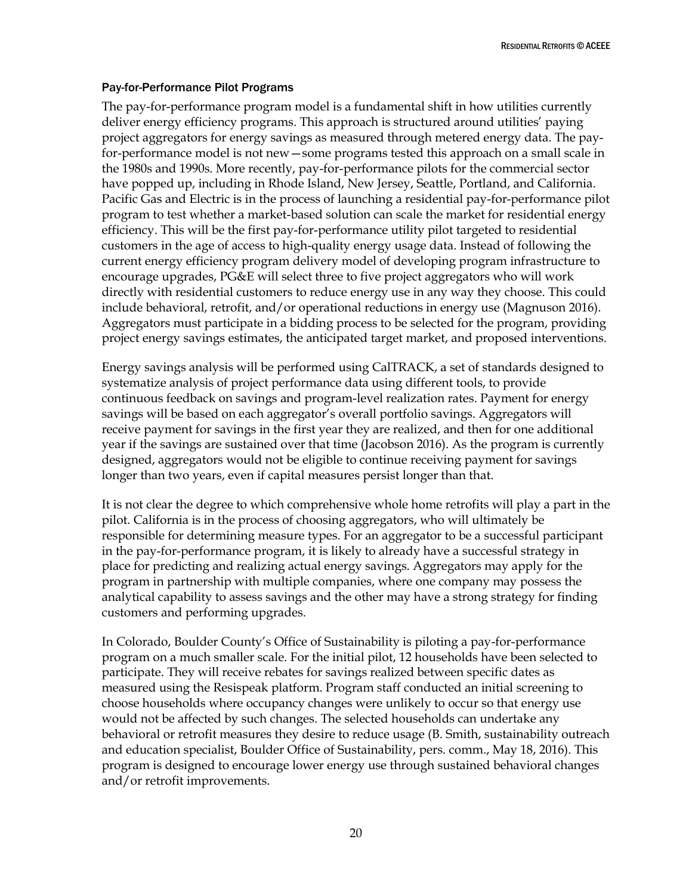### Pay-for-Performance Pilot Programs

The pay-for-performance program model is a fundamental shift in how utilities currently deliver energy efficiency programs. This approach is structured around utilities' paying project aggregators for energy savings as measured through metered energy data. The pay-for-performance model is not new—some programs tested this approach on a small scale in the 1980s and 1990s. More recently, pay-for-performance pilots for the commercial sector have popped up, including in Rhode Island, New Jersey, Seattle, Portland, and California. Pacific Gas and Electric is in the process of launching a residential pay-for-performance pilot program to test whether a market-based solution can scale the market for residential energy efficiency. This will be the first pay-for-performance utility pilot targeted to residential customers in the age of access to high-quality energy usage data. Instead of following the current energy efficiency program delivery model of developing program infrastructure to encourage upgrades, PG&E will select three to five project aggregators who will work directly with residential customers to reduce energy use in any way they choose. This could include behavioral, retrofit, and/or operational reductions in energy use (Magnuson 2016). Aggregators must participate in a bidding process to be selected for the program, providing project energy savings estimates, the anticipated target market, and proposed interventions.

Energy savings analysis will be performed using CalTRACK, a set of standards designed to systematize analysis of project performance data using different tools, to provide continuous feedback on savings and program-level realization rates. Payment for energy savings will be based on each aggregator's overall portfolio savings. Aggregators will receive payment for savings in the first year they are realized, and then for one additional year if the savings are sustained over that time (Jacobson 2016). As the program is currently designed, aggregators would not be eligible to continue receiving payment for savings longer than two years, even if capital measures persist longer than that.

It is not clear the degree to which comprehensive whole home retrofits will play a part in the pilot. California is in the process of choosing aggregators, who will ultimately be responsible for determining measure types. For an aggregator to be a successful participant in the pay-for-performance program, it is likely to already have a successful strategy in place for predicting and realizing actual energy savings. Aggregators may apply for the program in partnership with multiple companies, where one company may possess the analytical capability to assess savings and the other may have a strong strategy for finding customers and performing upgrades.

In Colorado, Boulder County's Office of Sustainability is piloting a pay-for-performance program on a much smaller scale. For the initial pilot, 12 households have been selected to participate. They will receive rebates for savings realized between specific dates as measured using the Resispeak platform. Program staff conducted an initial screening to choose households where occupancy changes were unlikely to occur so that energy use would not be affected by such changes. The selected households can undertake any behavioral or retrofit measures they desire to reduce usage (B. Smith, sustainability outreach and education specialist, Boulder Office of Sustainability, pers. comm., May 18, 2016). This program is designed to encourage lower energy use through sustained behavioral changes and/or retrofit improvements.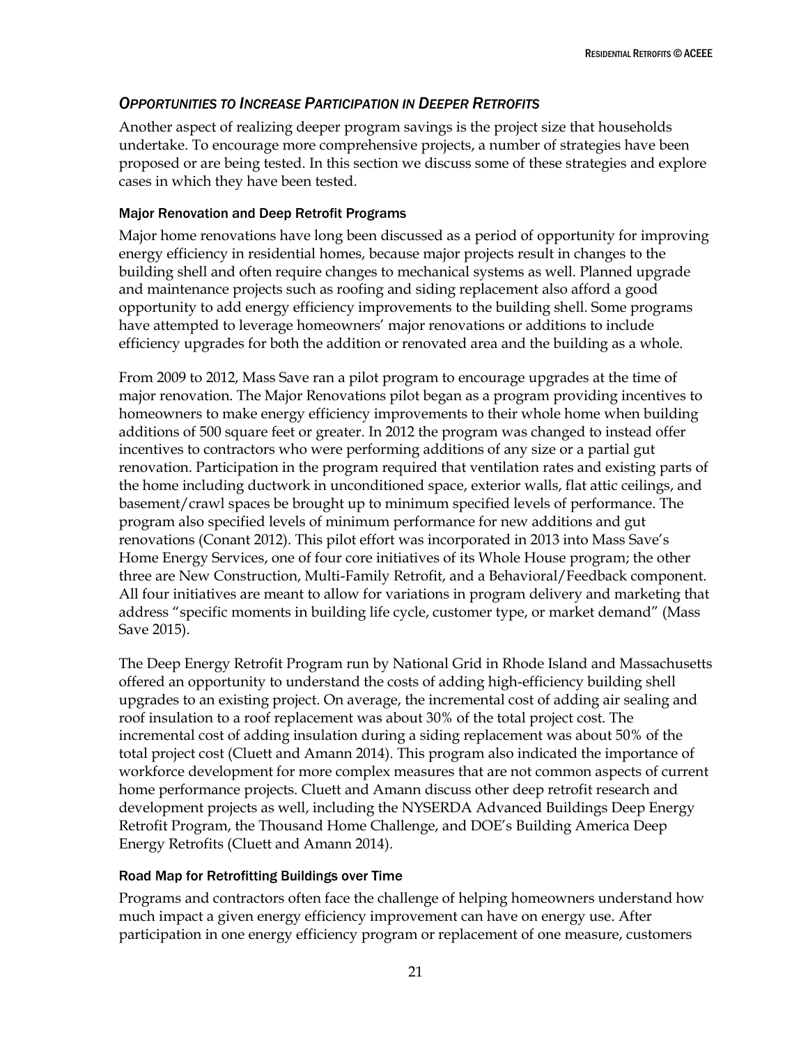### *Opportunities to Increase Participation in Deeper Retrofits*

Another aspect of realizing deeper program savings is the project size that households undertake. To encourage more comprehensive projects, a number of strategies have been proposed or are being tested. In this section we discuss some of these strategies and explore cases in which they have been tested.

#### Major Renovation and Deep Retrofit Programs

Major home renovations have long been discussed as a period of opportunity for improving energy efficiency in residential homes, because major projects result in changes to the building shell and often require changes to mechanical systems as well. Planned upgrade and maintenance projects such as roofing and siding replacement also afford a good opportunity to add energy efficiency improvements to the building shell. Some programs have attempted to leverage homeowners' major renovations or additions to include efficiency upgrades for both the addition or renovated area and the building as a whole.

From 2009 to 2012, Mass Save ran a pilot program to encourage upgrades at the time of major renovation. The Major Renovations pilot began as a program providing incentives to homeowners to make energy efficiency improvements to their whole home when building additions of 500 square feet or greater. In 2012 the program was changed to instead offer incentives to contractors who were performing additions of any size or a partial gut renovation. Participation in the program required that ventilation rates and existing parts of the home including ductwork in unconditioned space, exterior walls, flat attic ceilings, and basement/crawl spaces be brought up to minimum specified levels of performance. The program also specified levels of minimum performance for new additions and gut renovations (Conant 2012). This pilot effort was incorporated in 2013 into Mass Save's Home Energy Services, one of four core initiatives of its Whole House program; the other three are New Construction, Multi-Family Retrofit, and a Behavioral/Feedback component. All four initiatives are meant to allow for variations in program delivery and marketing that address "specific moments in building life cycle, customer type, or market demand" (Mass Save 2015).

The Deep Energy Retrofit Program run by National Grid in Rhode Island and Massachusetts offered an opportunity to understand the costs of adding high-efficiency building shell upgrades to an existing project. On average, the incremental cost of adding air sealing and roof insulation to a roof replacement was about 30% of the total project cost. The incremental cost of adding insulation during a siding replacement was about 50% of the total project cost (Cluett and Amann 2014). This program also indicated the importance of workforce development for more complex measures that are not common aspects of current home performance projects. Cluett and Amann discuss other deep retrofit research and development projects as well, including the NYSERDA Advanced Buildings Deep Energy Retrofit Program, the Thousand Home Challenge, and DOE's Building America Deep Energy Retrofits (Cluett and Amann 2014).

#### Road Map for Retrofitting Buildings over Time

Programs and contractors often face the challenge of helping homeowners understand how much impact a given energy efficiency improvement can have on energy use. After participation in one energy efficiency program or replacement of one measure, customers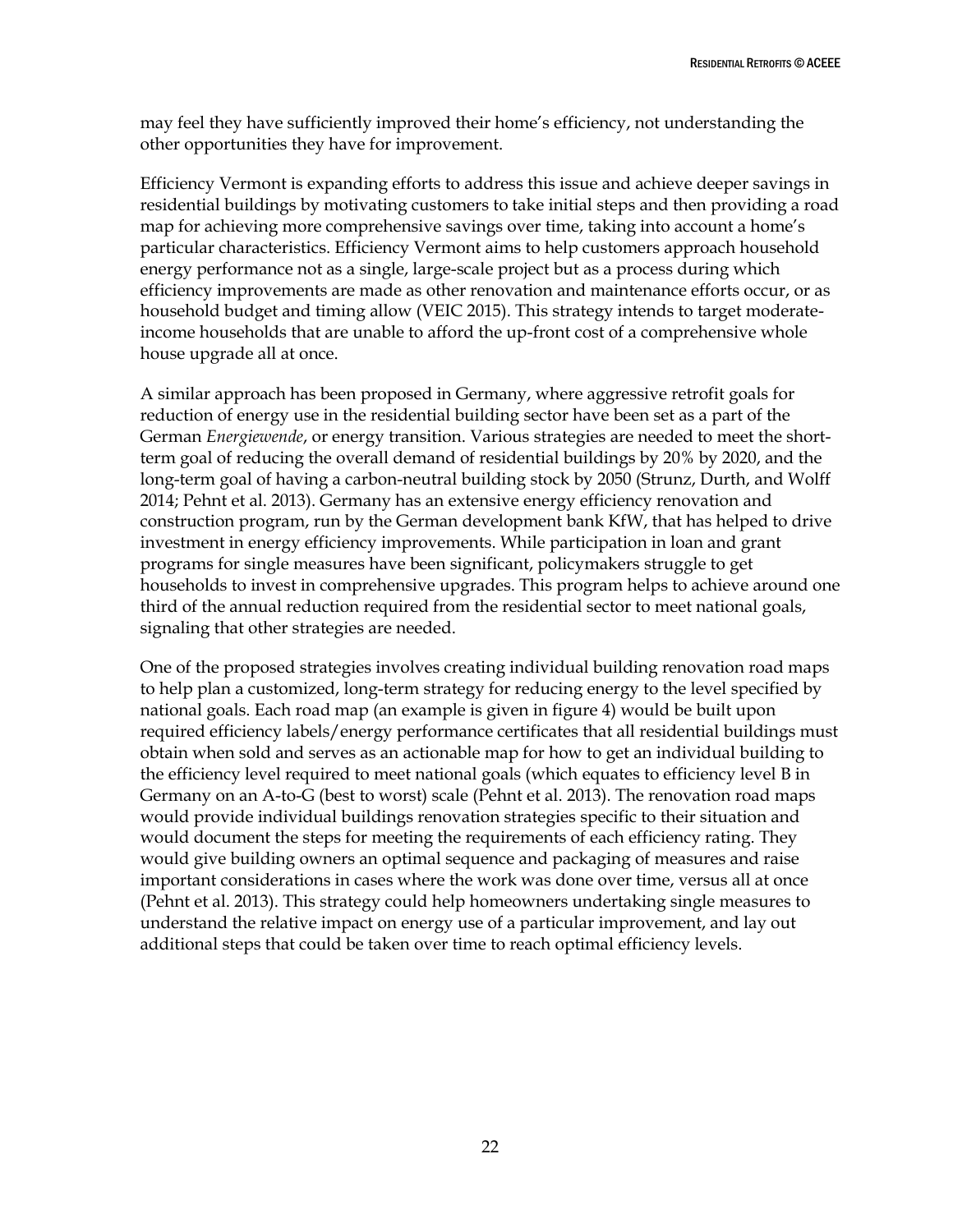may feel they have sufficiently improved their home's efficiency, not understanding the other opportunities they have for improvement.

Efficiency Vermont is expanding efforts to address this issue and achieve deeper savings in residential buildings by motivating customers to take initial steps and then providing a road map for achieving more comprehensive savings over time, taking into account a home's particular characteristics. Efficiency Vermont aims to help customers approach household energy performance not as a single, large-scale project but as a process during which efficiency improvements are made as other renovation and maintenance efforts occur, or as household budget and timing allow (VEIC 2015). This strategy intends to target moderate-income households that are unable to afford the up-front cost of a comprehensive whole house upgrade all at once.

A similar approach has been proposed in Germany, where aggressive retrofit goals for reduction of energy use in the residential building sector have been set as a part of the German *Energiewende*, or energy transition. Various strategies are needed to meet the short-term goal of reducing the overall demand of residential buildings by 20% by 2020, and the long-term goal of having a carbon-neutral building stock by 2050 (Strunz, Durth, and Wolff 2014; Pehnt et al. 2013). Germany has an extensive energy efficiency renovation and construction program, run by the German development bank KfW, that has helped to drive investment in energy efficiency improvements. While participation in loan and grant programs for single measures have been significant, policymakers struggle to get households to invest in comprehensive upgrades. This program helps to achieve around one third of the annual reduction required from the residential sector to meet national goals, signaling that other strategies are needed.

One of the proposed strategies involves creating individual building renovation road maps to help plan a customized, long-term strategy for reducing energy to the level specified by national goals. Each road map (an example is given in figure 4) would be built upon required efficiency labels/energy performance certificates that all residential buildings must obtain when sold and serves as an actionable map for how to get an individual building to the efficiency level required to meet national goals (which equates to efficiency level B in Germany on an A-to-G (best to worst) scale (Pehnt et al. 2013). The renovation road maps would provide individual buildings renovation strategies specific to their situation and would document the steps for meeting the requirements of each efficiency rating. They would give building owners an optimal sequence and packaging of measures and raise important considerations in cases where the work was done over time, versus all at once (Pehnt et al. 2013). This strategy could help homeowners undertaking single measures to understand the relative impact on energy use of a particular improvement, and lay out additional steps that could be taken over time to reach optimal efficiency levels.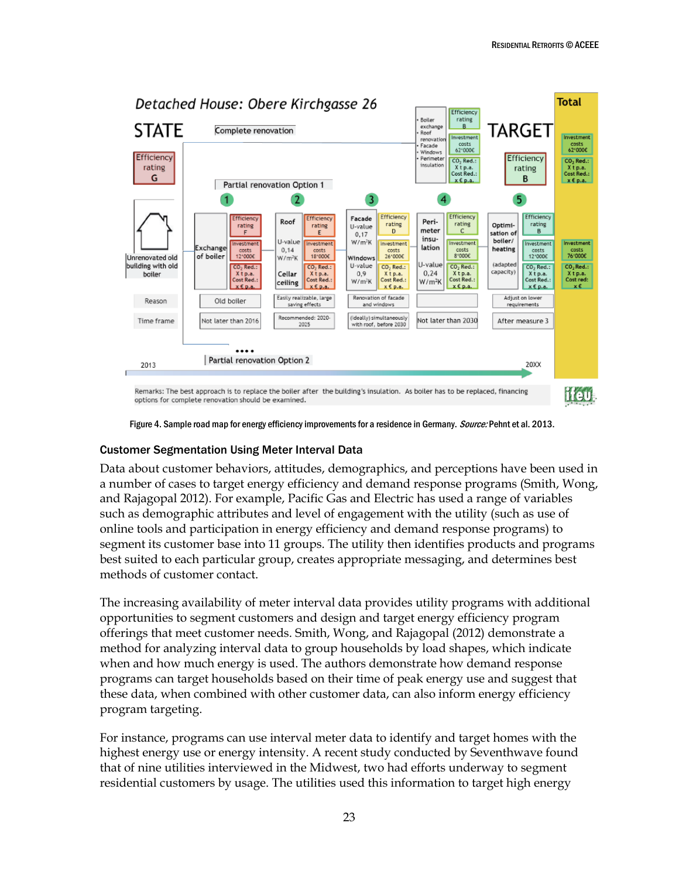Figure 4. Sample road map for energy efficiency improvements for a residence in Germany. *Source:* Pehnt et al. 2013.

### Customer Segmentation Using Meter Interval Data

Data about customer behaviors, attitudes, demographics, and perceptions have been used in a number of cases to target energy efficiency and demand response programs (Smith, Wong, and Rajagopal 2012). For example, Pacific Gas and Electric has used a range of variables such as demographic attributes and level of engagement with the utility (such as use of online tools and participation in energy efficiency and demand response programs) to segment its customer base into 11 groups. The utility then identifies products and programs best suited to each particular group, creates appropriate messaging, and determines best methods of customer contact.

The increasing availability of meter interval data provides utility programs with additional opportunities to segment customers and design and target energy efficiency program offerings that meet customer needs. Smith, Wong, and Rajagopal (2012) demonstrate a method for analyzing interval data to group households by load shapes, which indicate when and how much energy is used. The authors demonstrate how demand response programs can target households based on their time of peak energy use and suggest that these data, when combined with other customer data, can also inform energy efficiency program targeting.

For instance, programs can use interval meter data to identify and target homes with the highest energy use or energy intensity. A recent study conducted by Seventhwave found that of nine utilities interviewed in the Midwest, two had efforts underway to segment residential customers by usage. The utilities used this information to target high energy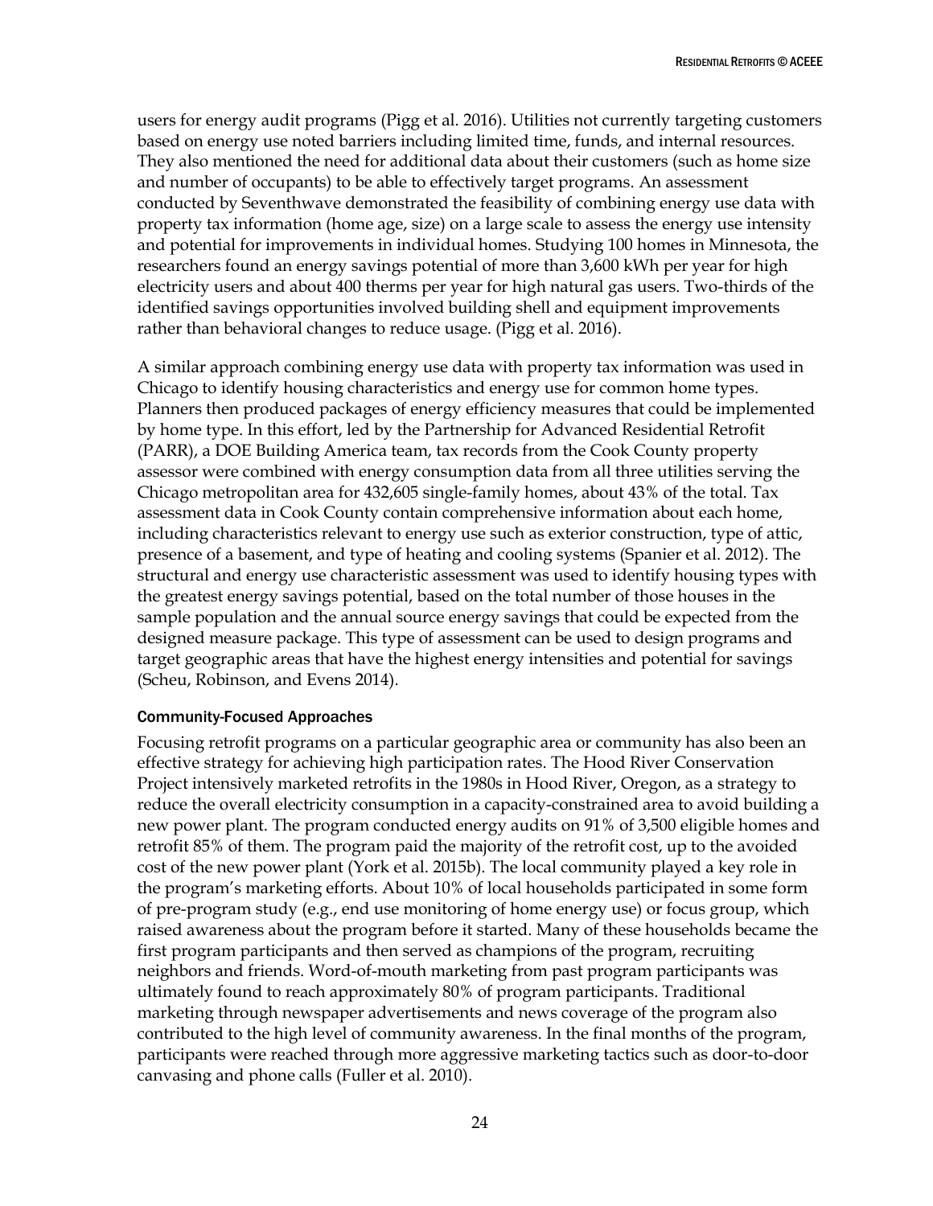users for energy audit programs (Pigg et al. 2016). Utilities not currently targeting customers based on energy use noted barriers including limited time, funds, and internal resources. They also mentioned the need for additional data about their customers (such as home size and number of occupants) to be able to effectively target programs. An assessment conducted by Seventhwave demonstrated the feasibility of combining energy use data with property tax information (home age, size) on a large scale to assess the energy use intensity and potential for improvements in individual homes. Studying 100 homes in Minnesota, the researchers found an energy savings potential of more than 3,600 kWh per year for high electricity users and about 400 therms per year for high natural gas users. Two-thirds of the identified savings opportunities involved building shell and equipment improvements rather than behavioral changes to reduce usage. (Pigg et al. 2016).

A similar approach combining energy use data with property tax information was used in Chicago to identify housing characteristics and energy use for common home types. Planners then produced packages of energy efficiency measures that could be implemented by home type. In this effort, led by the Partnership for Advanced Residential Retrofit (PARR), a DOE Building America team, tax records from the Cook County property assessor were combined with energy consumption data from all three utilities serving the Chicago metropolitan area for 432,605 single-family homes, about 43% of the total. Tax assessment data in Cook County contain comprehensive information about each home, including characteristics relevant to energy use such as exterior construction, type of attic, presence of a basement, and type of heating and cooling systems (Spanier et al. 2012). The structural and energy use characteristic assessment was used to identify housing types with the greatest energy savings potential, based on the total number of those houses in the sample population and the annual source energy savings that could be expected from the designed measure package. This type of assessment can be used to design programs and target geographic areas that have the highest energy intensities and potential for savings (Scheu, Robinson, and Evens 2014).

### Community-Focused Approaches

Focusing retrofit programs on a particular geographic area or community has also been an effective strategy for achieving high participation rates. The Hood River Conservation Project intensively marketed retrofits in the 1980s in Hood River, Oregon, as a strategy to reduce the overall electricity consumption in a capacity-constrained area to avoid building a new power plant. The program conducted energy audits on 91% of 3,500 eligible homes and retrofit 85% of them. The program paid the majority of the retrofit cost, up to the avoided cost of the new power plant (York et al. 2015b). The local community played a key role in the program's marketing efforts. About 10% of local households participated in some form of pre-program study (e.g., end use monitoring of home energy use) or focus group, which raised awareness about the program before it started. Many of these households became the first program participants and then served as champions of the program, recruiting neighbors and friends. Word-of-mouth marketing from past program participants was ultimately found to reach approximately 80% of program participants. Traditional marketing through newspaper advertisements and news coverage of the program also contributed to the high level of community awareness. In the final months of the program, participants were reached through more aggressive marketing tactics such as door-to-door canvasing and phone calls (Fuller et al. 2010).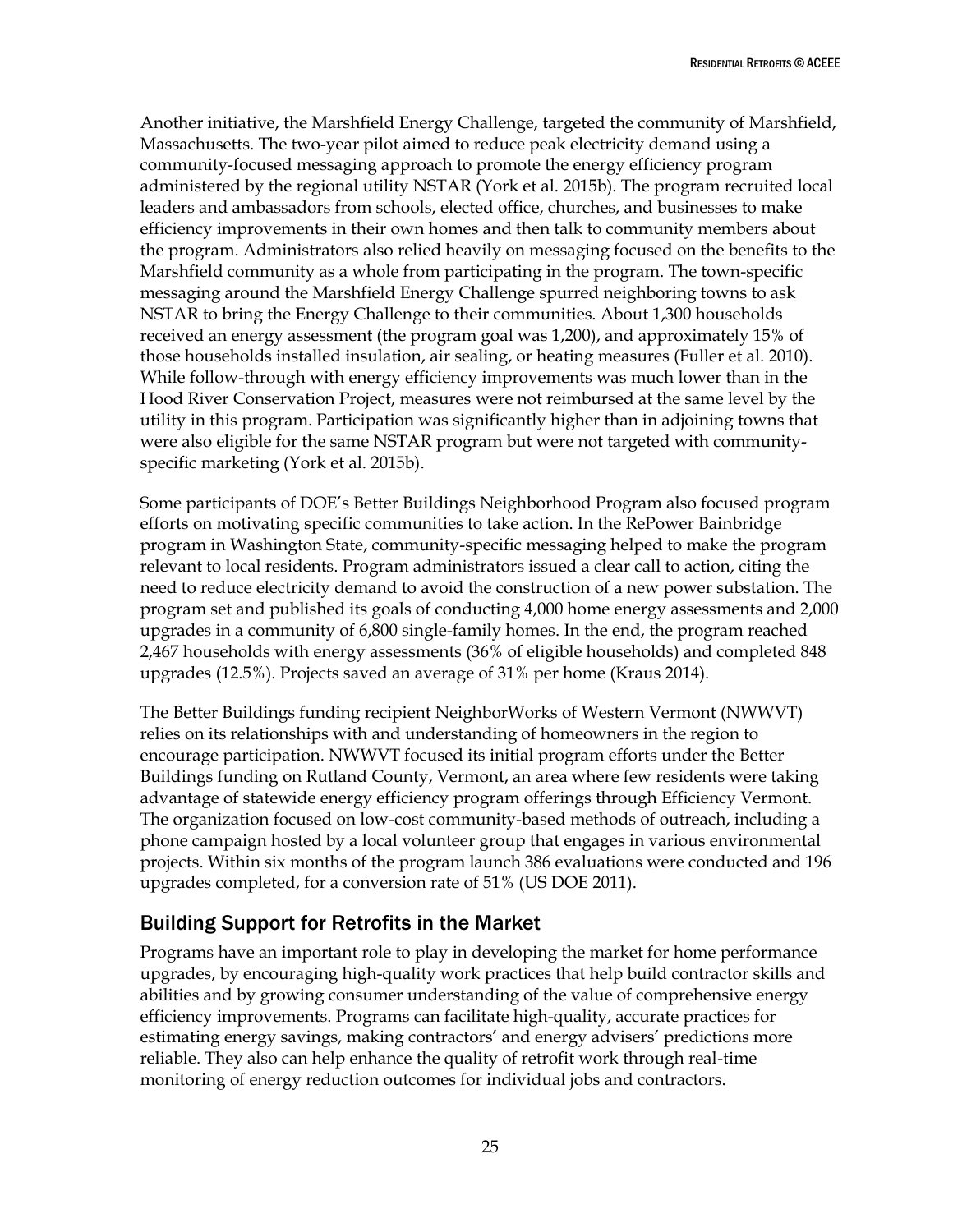Another initiative, the Marshfield Energy Challenge, targeted the community of Marshfield, Massachusetts. The two-year pilot aimed to reduce peak electricity demand using a community-focused messaging approach to promote the energy efficiency program administered by the regional utility NSTAR (York et al. 2015b). The program recruited local leaders and ambassadors from schools, elected office, churches, and businesses to make efficiency improvements in their own homes and then talk to community members about the program. Administrators also relied heavily on messaging focused on the benefits to the Marshfield community as a whole from participating in the program. The town-specific messaging around the Marshfield Energy Challenge spurred neighboring towns to ask NSTAR to bring the Energy Challenge to their communities. About 1,300 households received an energy assessment (the program goal was 1,200), and approximately 15% of those households installed insulation, air sealing, or heating measures (Fuller et al. 2010). While follow-through with energy efficiency improvements was much lower than in the Hood River Conservation Project, measures were not reimbursed at the same level by the utility in this program. Participation was significantly higher than in adjoining towns that were also eligible for the same NSTAR program but were not targeted with community-specific marketing (York et al. 2015b).

Some participants of DOE's Better Buildings Neighborhood Program also focused program efforts on motivating specific communities to take action. In the RePower Bainbridge program in Washington State, community-specific messaging helped to make the program relevant to local residents. Program administrators issued a clear call to action, citing the need to reduce electricity demand to avoid the construction of a new power substation. The program set and published its goals of conducting 4,000 home energy assessments and 2,000 upgrades in a community of 6,800 single-family homes. In the end, the program reached 2,467 households with energy assessments (36% of eligible households) and completed 848 upgrades (12.5%). Projects saved an average of 31% per home (Kraus 2014).

The Better Buildings funding recipient NeighborWorks of Western Vermont (NWWVT) relies on its relationships with and understanding of homeowners in the region to encourage participation. NWWVT focused its initial program efforts under the Better Buildings funding on Rutland County, Vermont, an area where few residents were taking advantage of statewide energy efficiency program offerings through Efficiency Vermont. The organization focused on low-cost community-based methods of outreach, including a phone campaign hosted by a local volunteer group that engages in various environmental projects. Within six months of the program launch 386 evaluations were conducted and 196 upgrades completed, for a conversion rate of 51% (US DOE 2011).

## Building Support for Retrofits in the Market

Programs have an important role to play in developing the market for home performance upgrades, by encouraging high-quality work practices that help build contractor skills and abilities and by growing consumer understanding of the value of comprehensive energy efficiency improvements. Programs can facilitate high-quality, accurate practices for estimating energy savings, making contractors' and energy advisers' predictions more reliable. They also can help enhance the quality of retrofit work through real-time monitoring of energy reduction outcomes for individual jobs and contractors.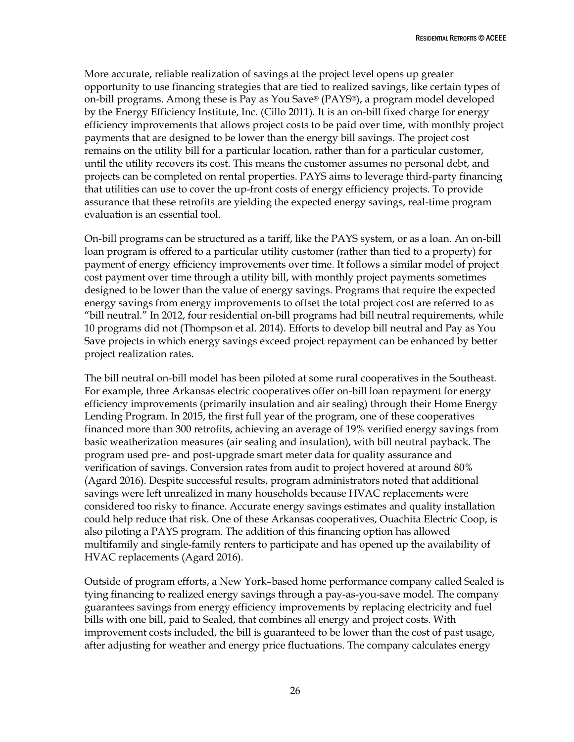More accurate, reliable realization of savings at the project level opens up greater opportunity to use financing strategies that are tied to realized savings, like certain types of on-bill programs. Among these is Pay as You Save® (PAYS®), a program model developed by the Energy Efficiency Institute, Inc. (Cillo 2011). It is an on-bill fixed charge for energy efficiency improvements that allows project costs to be paid over time, with monthly project payments that are designed to be lower than the energy bill savings. The project cost remains on the utility bill for a particular location, rather than for a particular customer, until the utility recovers its cost. This means the customer assumes no personal debt, and projects can be completed on rental properties. PAYS aims to leverage third-party financing that utilities can use to cover the up-front costs of energy efficiency projects. To provide assurance that these retrofits are yielding the expected energy savings, real-time program evaluation is an essential tool.

On-bill programs can be structured as a tariff, like the PAYS system, or as a loan. An on-bill loan program is offered to a particular utility customer (rather than tied to a property) for payment of energy efficiency improvements over time. It follows a similar model of project cost payment over time through a utility bill, with monthly project payments sometimes designed to be lower than the value of energy savings. Programs that require the expected energy savings from energy improvements to offset the total project cost are referred to as "bill neutral." In 2012, four residential on-bill programs had bill neutral requirements, while 10 programs did not (Thompson et al. 2014). Efforts to develop bill neutral and Pay as You Save projects in which energy savings exceed project repayment can be enhanced by better project realization rates.

The bill neutral on-bill model has been piloted at some rural cooperatives in the Southeast. For example, three Arkansas electric cooperatives offer on-bill loan repayment for energy efficiency improvements (primarily insulation and air sealing) through their Home Energy Lending Program. In 2015, the first full year of the program, one of these cooperatives financed more than 300 retrofits, achieving an average of 19% verified energy savings from basic weatherization measures (air sealing and insulation), with bill neutral payback. The program used pre- and post-upgrade smart meter data for quality assurance and verification of savings. Conversion rates from audit to project hovered at around 80% (Agard 2016). Despite successful results, program administrators noted that additional savings were left unrealized in many households because HVAC replacements were considered too risky to finance. Accurate energy savings estimates and quality installation could help reduce that risk. One of these Arkansas cooperatives, Ouachita Electric Coop, is also piloting a PAYS program. The addition of this financing option has allowed multifamily and single-family renters to participate and has opened up the availability of HVAC replacements (Agard 2016).

Outside of program efforts, a New York–based home performance company called Sealed is tying financing to realized energy savings through a pay-as-you-save model. The company guarantees savings from energy efficiency improvements by replacing electricity and fuel bills with one bill, paid to Sealed, that combines all energy and project costs. With improvement costs included, the bill is guaranteed to be lower than the cost of past usage, after adjusting for weather and energy price fluctuations. The company calculates energy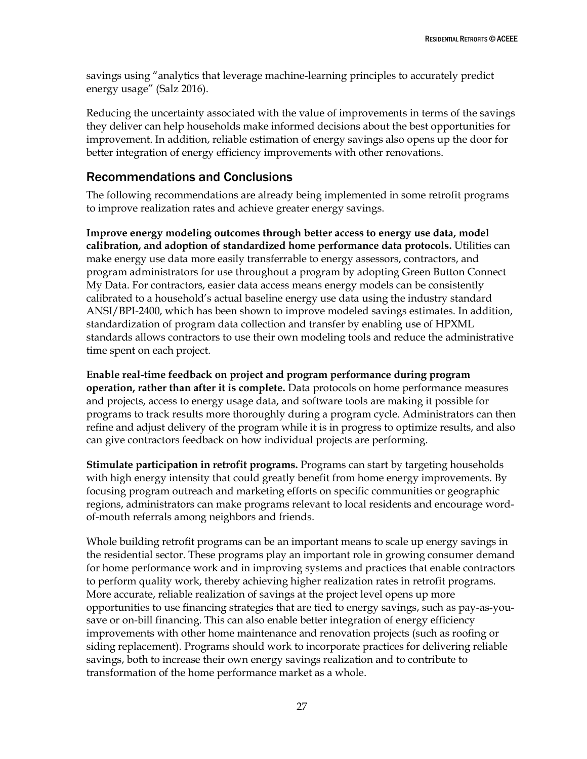savings using "analytics that leverage machine-learning principles to accurately predict energy usage" (Salz 2016).

Reducing the uncertainty associated with the value of improvements in terms of the savings they deliver can help households make informed decisions about the best opportunities for improvement. In addition, reliable estimation of energy savings also opens up the door for better integration of energy efficiency improvements with other renovations.

## Recommendations and Conclusions

The following recommendations are already being implemented in some retrofit programs to improve realization rates and achieve greater energy savings.

**Improve energy modeling outcomes through better access to energy use data, model calibration, and adoption of standardized home performance data protocols.** Utilities can make energy use data more easily transferrable to energy assessors, contractors, and program administrators for use throughout a program by adopting Green Button Connect My Data. For contractors, easier data access means energy models can be consistently calibrated to a household's actual baseline energy use data using the industry standard ANSI/BPI-2400, which has been shown to improve modeled savings estimates. In addition, standardization of program data collection and transfer by enabling use of HPXML standards allows contractors to use their own modeling tools and reduce the administrative time spent on each project.

**Enable real-time feedback on project and program performance during program operation, rather than after it is complete.** Data protocols on home performance measures and projects, access to energy usage data, and software tools are making it possible for programs to track results more thoroughly during a program cycle. Administrators can then refine and adjust delivery of the program while it is in progress to optimize results, and also can give contractors feedback on how individual projects are performing.

**Stimulate participation in retrofit programs.** Programs can start by targeting households with high energy intensity that could greatly benefit from home energy improvements. By focusing program outreach and marketing efforts on specific communities or geographic regions, administrators can make programs relevant to local residents and encourage word-of-mouth referrals among neighbors and friends.

Whole building retrofit programs can be an important means to scale up energy savings in the residential sector. These programs play an important role in growing consumer demand for home performance work and in improving systems and practices that enable contractors to perform quality work, thereby achieving higher realization rates in retrofit programs. More accurate, reliable realization of savings at the project level opens up more opportunities to use financing strategies that are tied to energy savings, such as pay-as-you-save or on-bill financing. This can also enable better integration of energy efficiency improvements with other home maintenance and renovation projects (such as roofing or siding replacement). Programs should work to incorporate practices for delivering reliable savings, both to increase their own energy savings realization and to contribute to transformation of the home performance market as a whole.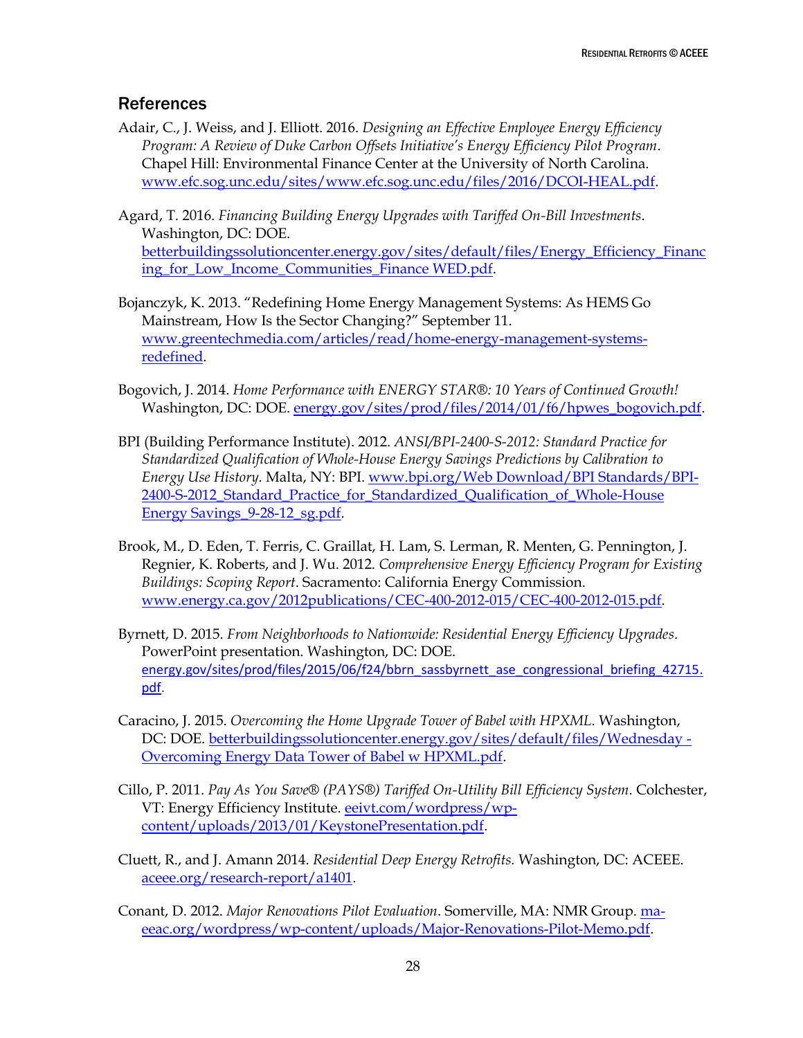## References

Adair, C., J. Weiss, and J. Elliott. 2016. *Designing an Effective Employee Energy Efficiency Program: A Review of Duke Carbon Offsets Initiative's Energy Efficiency Pilot Program*. Chapel Hill: Environmental Finance Center at the University of North Carolina. www.efc.sog.unc.edu/sites/www.efc.sog.unc.edu/files/2016/DCOI-HEAL.pdf.

Agard, T. 2016. *Financing Building Energy Upgrades with Tariffed On-Bill Investments*. Washington, DC: DOE. betterbuildingssolutioncenter.energy.gov/sites/default/files/Energy_Efficiency_Financing_for_Low_Income_Communities_Finance WED.pdf.

Bojanczyk, K. 2013. "Redefining Home Energy Management Systems: As HEMS Go Mainstream, How Is the Sector Changing?" September 11. www.greentechmedia.com/articles/read/home-energy-management-systems-redefined.

Bogovich, J. 2014. *Home Performance with ENERGY STAR®: 10 Years of Continued Growth!* Washington, DC: DOE. energy.gov/sites/prod/files/2014/01/f6/hpwes_bogovich.pdf.

BPI (Building Performance Institute). 2012. *ANSI/BPI-2400-S-2012: Standard Practice for Standardized Qualification of Whole-House Energy Savings Predictions by Calibration to Energy Use History.* Malta, NY: BPI. www.bpi.org/Web Download/BPI Standards/BPI-2400-S-2012_Standard_Practice_for_Standardized_Qualification_of_Whole-House Energy Savings_9-28-12_sg.pdf.

Brook, M., D. Eden, T. Ferris, C. Graillat, H. Lam, S. Lerman, R. Menten, G. Pennington, J. Regnier, K. Roberts, and J. Wu. 2012. *Comprehensive Energy Efficiency Program for Existing Buildings: Scoping Report*. Sacramento: California Energy Commission. www.energy.ca.gov/2012publications/CEC-400-2012-015/CEC-400-2012-015.pdf.

Byrnett, D. 2015. *From Neighborhoods to Nationwide: Residential Energy Efficiency Upgrades*. PowerPoint presentation. Washington, DC: DOE. energy.gov/sites/prod/files/2015/06/f24/bbrn_sassbyrnett_ase_congressional_briefing_42715.pdf.

Caracino, J. 2015. *Overcoming the Home Upgrade Tower of Babel with HPXML*. Washington, DC: DOE. betterbuildingssolutioncenter.energy.gov/sites/default/files/Wednesday - Overcoming Energy Data Tower of Babel w HPXML.pdf.

Cillo, P. 2011. *Pay As You Save® (PAYS®) Tariffed On-Utility Bill Efficiency System*. Colchester, VT: Energy Efficiency Institute. eeivt.com/wordpress/wp-content/uploads/2013/01/KeystonePresentation.pdf.

Cluett, R., and J. Amann 2014. *Residential Deep Energy Retrofits.* Washington, DC: ACEEE. aceee.org/research-report/a1401.

Conant, D. 2012. *Major Renovations Pilot Evaluation*. Somerville, MA: NMR Group. ma-eeac.org/wordpress/wp-content/uploads/Major-Renovations-Pilot-Memo.pdf.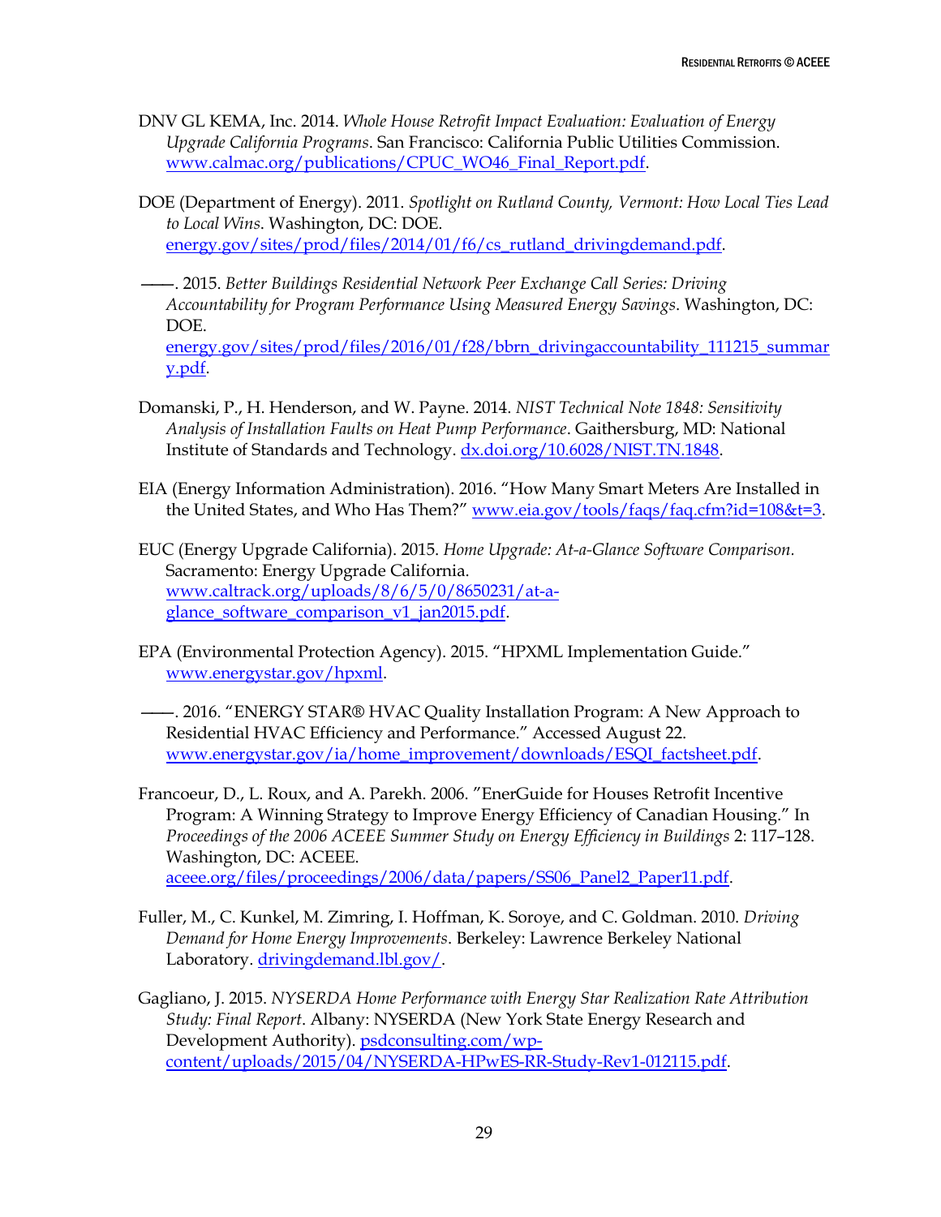DNV GL KEMA, Inc. 2014. *Whole House Retrofit Impact Evaluation: Evaluation of Energy Upgrade California Programs*. San Francisco: California Public Utilities Commission. www.calmac.org/publications/CPUC_WO46_Final_Report.pdf.

DOE (Department of Energy). 2011. *Spotlight on Rutland County, Vermont: How Local Ties Lead to Local Wins*. Washington, DC: DOE. energy.gov/sites/prod/files/2014/01/f6/cs_rutland_drivingdemand.pdf.

———. 2015. *Better Buildings Residential Network Peer Exchange Call Series: Driving Accountability for Program Performance Using Measured Energy Savings*. Washington, DC: DOE. energy.gov/sites/prod/files/2016/01/f28/bbrn_drivingaccountability_111215_summary.pdf.

Domanski, P., H. Henderson, and W. Payne. 2014. *NIST Technical Note 1848: Sensitivity Analysis of Installation Faults on Heat Pump Performance*. Gaithersburg, MD: National Institute of Standards and Technology. dx.doi.org/10.6028/NIST.TN.1848.

EIA (Energy Information Administration). 2016. "How Many Smart Meters Are Installed in the United States, and Who Has Them?" www.eia.gov/tools/faqs/faq.cfm?id=108&t=3.

EUC (Energy Upgrade California). 2015. *Home Upgrade: At-a-Glance Software Comparison*. Sacramento: Energy Upgrade California. www.caltrack.org/uploads/8/6/5/0/8650231/at-a-glance_software_comparison_v1_jan2015.pdf.

EPA (Environmental Protection Agency). 2015. "HPXML Implementation Guide." www.energystar.gov/hpxml.

———. 2016. "ENERGY STAR® HVAC Quality Installation Program: A New Approach to Residential HVAC Efficiency and Performance." Accessed August 22. www.energystar.gov/ia/home_improvement/downloads/ESQI_factsheet.pdf.

Francoeur, D., L. Roux, and A. Parekh. 2006. "EnerGuide for Houses Retrofit Incentive Program: A Winning Strategy to Improve Energy Efficiency of Canadian Housing." In *Proceedings of the 2006 ACEEE Summer Study on Energy Efficiency in Buildings* 2: 117–128. Washington, DC: ACEEE. aceee.org/files/proceedings/2006/data/papers/SS06_Panel2_Paper11.pdf.

Fuller, M., C. Kunkel, M. Zimring, I. Hoffman, K. Soroye, and C. Goldman. 2010. *Driving Demand for Home Energy Improvements*. Berkeley: Lawrence Berkeley National Laboratory. drivingdemand.lbl.gov/.

Gagliano, J. 2015. *NYSERDA Home Performance with Energy Star Realization Rate Attribution Study: Final Report*. Albany: NYSERDA (New York State Energy Research and Development Authority). psdconsulting.com/wp-content/uploads/2015/04/NYSERDA-HPwES-RR-Study-Rev1-012115.pdf.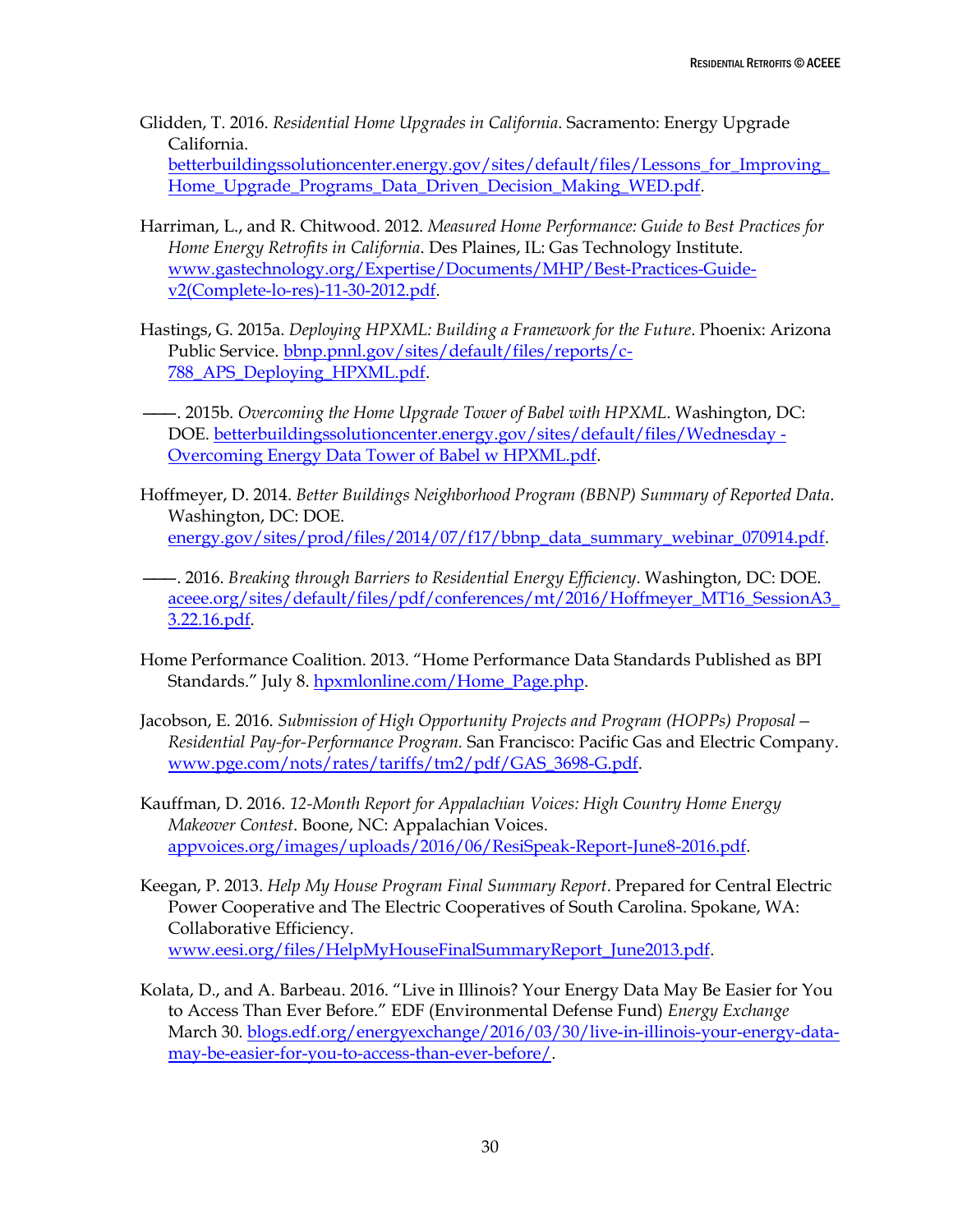Glidden, T. 2016. *Residential Home Upgrades in California*. Sacramento: Energy Upgrade California. betterbuildingssolutioncenter.energy.gov/sites/default/files/Lessons_for_Improving_Home_Upgrade_Programs_Data_Driven_Decision_Making_WED.pdf.

Harriman, L., and R. Chitwood. 2012. *Measured Home Performance: Guide to Best Practices for Home Energy Retrofits in California*. Des Plaines, IL: Gas Technology Institute. www.gastechnology.org/Expertise/Documents/MHP/Best-Practices-Guide-v2(Complete-lo-res)-11-30-2012.pdf.

Hastings, G. 2015a. *Deploying HPXML: Building a Framework for the Future*. Phoenix: Arizona Public Service. bbnp.pnnl.gov/sites/default/files/reports/c-788_APS_Deploying_HPXML.pdf.

———. 2015b. *Overcoming the Home Upgrade Tower of Babel with HPXML*. Washington, DC: DOE. betterbuildingssolutioncenter.energy.gov/sites/default/files/Wednesday - Overcoming Energy Data Tower of Babel w HPXML.pdf.

Hoffmeyer, D. 2014. *Better Buildings Neighborhood Program (BBNP) Summary of Reported Data*. Washington, DC: DOE. energy.gov/sites/prod/files/2014/07/f17/bbnp_data_summary_webinar_070914.pdf.

———. 2016. *Breaking through Barriers to Residential Energy Efficiency*. Washington, DC: DOE. aceee.org/sites/default/files/pdf/conferences/mt/2016/Hoffmeyer_MT16_SessionA3_3.22.16.pdf.

Home Performance Coalition. 2013. "Home Performance Data Standards Published as BPI Standards." July 8. hpxmlonline.com/Home_Page.php.

Jacobson, E. 2016. *Submission of High Opportunity Projects and Program (HOPPs) Proposal – Residential Pay-for-Performance Program.* San Francisco: Pacific Gas and Electric Company. www.pge.com/nots/rates/tariffs/tm2/pdf/GAS_3698-G.pdf.

Kauffman, D. 2016. *12-Month Report for Appalachian Voices: High Country Home Energy Makeover Contest*. Boone, NC: Appalachian Voices. appvoices.org/images/uploads/2016/06/ResiSpeak-Report-June8-2016.pdf.

Keegan, P. 2013. *Help My House Program Final Summary Report*. Prepared for Central Electric Power Cooperative and The Electric Cooperatives of South Carolina. Spokane, WA: Collaborative Efficiency. www.eesi.org/files/HelpMyHouseFinalSummaryReport_June2013.pdf.

Kolata, D., and A. Barbeau. 2016. "Live in Illinois? Your Energy Data May Be Easier for You to Access Than Ever Before." EDF (Environmental Defense Fund) *Energy Exchange* March 30. blogs.edf.org/energyexchange/2016/03/30/live-in-illinois-your-energy-data-may-be-easier-for-you-to-access-than-ever-before/.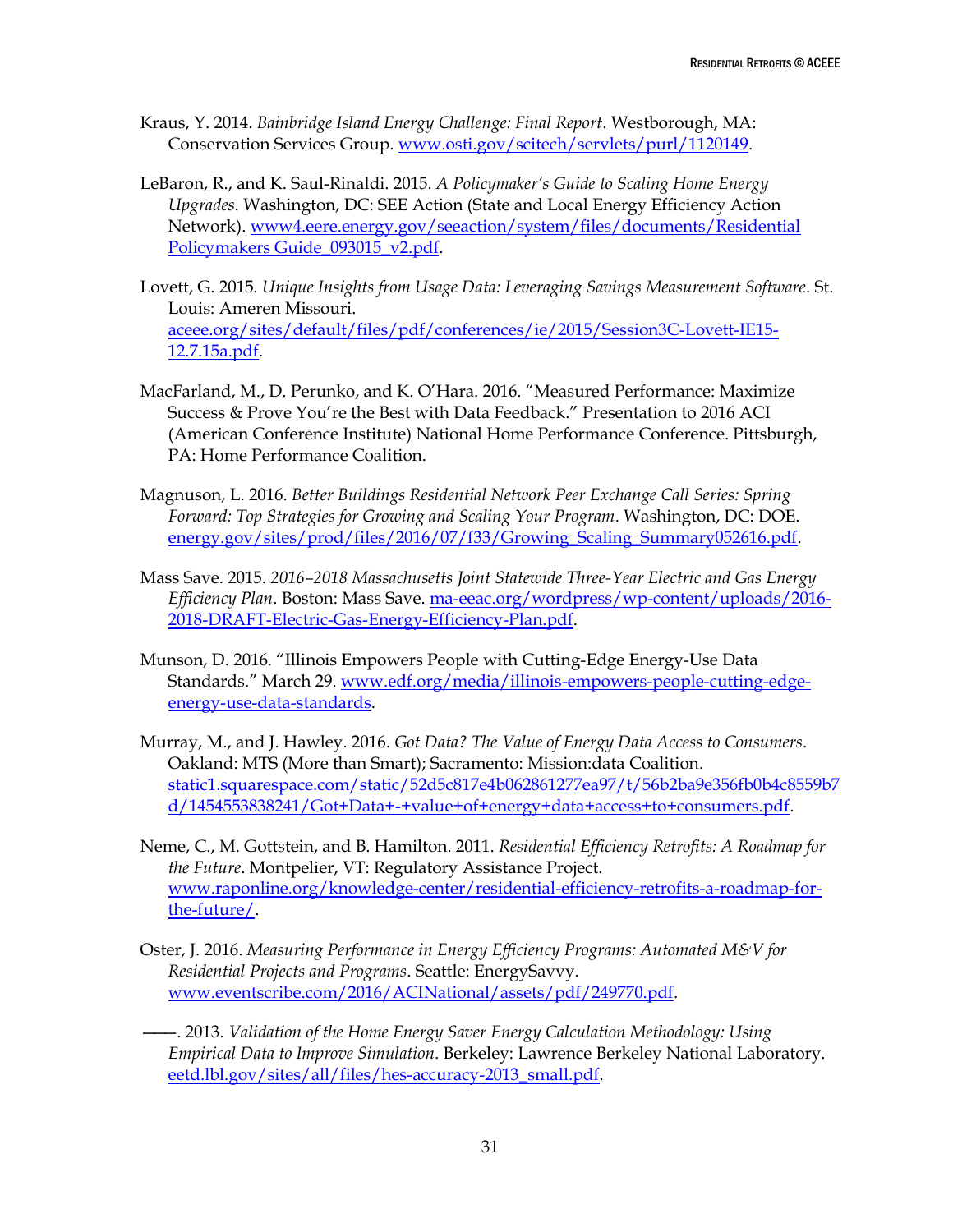Kraus, Y. 2014. *Bainbridge Island Energy Challenge: Final Report*. Westborough, MA: Conservation Services Group. www.osti.gov/scitech/servlets/purl/1120149.

LeBaron, R., and K. Saul-Rinaldi. 2015. *A Policymaker's Guide to Scaling Home Energy Upgrades*. Washington, DC: SEE Action (State and Local Energy Efficiency Action Network). www4.eere.energy.gov/seeaction/system/files/documents/Residential Policymakers Guide_093015_v2.pdf.

Lovett, G. 2015. *Unique Insights from Usage Data: Leveraging Savings Measurement Software*. St. Louis: Ameren Missouri. aceee.org/sites/default/files/pdf/conferences/ie/2015/Session3C-Lovett-IE15-12.7.15a.pdf.

MacFarland, M., D. Perunko, and K. O'Hara. 2016. "Measured Performance: Maximize Success & Prove You're the Best with Data Feedback." Presentation to 2016 ACI (American Conference Institute) National Home Performance Conference. Pittsburgh, PA: Home Performance Coalition.

Magnuson, L. 2016. *Better Buildings Residential Network Peer Exchange Call Series: Spring Forward: Top Strategies for Growing and Scaling Your Program*. Washington, DC: DOE. energy.gov/sites/prod/files/2016/07/f33/Growing_Scaling_Summary052616.pdf.

Mass Save. 2015. *2016–2018 Massachusetts Joint Statewide Three-Year Electric and Gas Energy Efficiency Plan*. Boston: Mass Save. ma-eeac.org/wordpress/wp-content/uploads/2016-2018-DRAFT-Electric-Gas-Energy-Efficiency-Plan.pdf.

Munson, D. 2016. "Illinois Empowers People with Cutting-Edge Energy-Use Data Standards." March 29. www.edf.org/media/illinois-empowers-people-cutting-edge-energy-use-data-standards.

Murray, M., and J. Hawley. 2016. *Got Data? The Value of Energy Data Access to Consumers*. Oakland: MTS (More than Smart); Sacramento: Mission:data Coalition. static1.squarespace.com/static/52d5c817e4b062861277ea97/t/56b2ba9e356fb0b4c8559b7d/1454553838241/Got+Data+-+value+of+energy+data+access+to+consumers.pdf.

Neme, C., M. Gottstein, and B. Hamilton. 2011. *Residential Efficiency Retrofits: A Roadmap for the Future*. Montpelier, VT: Regulatory Assistance Project. www.raponline.org/knowledge-center/residential-efficiency-retrofits-a-roadmap-for-the-future/.

Oster, J. 2016. *Measuring Performance in Energy Efficiency Programs: Automated M&V for Residential Projects and Programs*. Seattle: EnergySavvy. www.eventscribe.com/2016/ACINational/assets/pdf/249770.pdf.

——. 2013. *Validation of the Home Energy Saver Energy Calculation Methodology: Using Empirical Data to Improve Simulation*. Berkeley: Lawrence Berkeley National Laboratory. eetd.lbl.gov/sites/all/files/hes-accuracy-2013_small.pdf.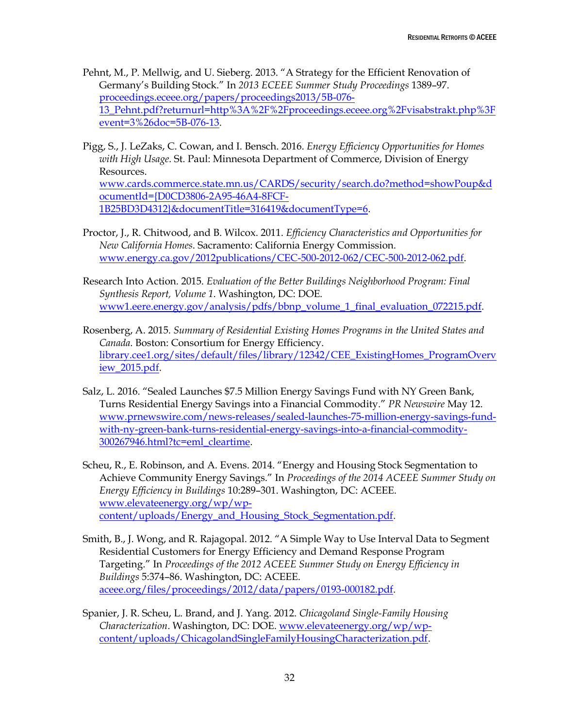Pehnt, M., P. Mellwig, and U. Sieberg. 2013. "A Strategy for the Efficient Renovation of Germany's Building Stock." In *2013 ECEEE Summer Study Proceedings* 1389–97. proceedings.eceee.org/papers/proceedings2013/5B-076-13_Pehnt.pdf?returnurl=http%3A%2F%2Fproceedings.eceee.org%2Fvisabstrakt.php%3Fevent=3%26doc=5B-076-13.

Pigg, S., J. LeZaks, C. Cowan, and I. Bensch. 2016. *Energy Efficiency Opportunities for Homes with High Usage*. St. Paul: Minnesota Department of Commerce, Division of Energy Resources. www.cards.commerce.state.mn.us/CARDS/security/search.do?method=showPoup&documentId={D0CD3806-2A95-46A4-8FCF-1B25BD3D4312}&documentTitle=316419&documentType=6.

Proctor, J., R. Chitwood, and B. Wilcox. 2011. *Efficiency Characteristics and Opportunities for New California Homes*. Sacramento: California Energy Commission. www.energy.ca.gov/2012publications/CEC-500-2012-062/CEC-500-2012-062.pdf.

Research Into Action. 2015. *Evaluation of the Better Buildings Neighborhood Program: Final Synthesis Report, Volume 1*. Washington, DC: DOE. www1.eere.energy.gov/analysis/pdfs/bbnp_volume_1_final_evaluation_072215.pdf.

Rosenberg, A. 2015. *Summary of Residential Existing Homes Programs in the United States and Canada*. Boston: Consortium for Energy Efficiency. library.cee1.org/sites/default/files/library/12342/CEE_ExistingHomes_ProgramOverview_2015.pdf.

Salz, L. 2016. "Sealed Launches $7.5 Million Energy Savings Fund with NY Green Bank, Turns Residential Energy Savings into a Financial Commodity." *PR Newswire* May 12. www.prnewswire.com/news-releases/sealed-launches-75-million-energy-savings-fund-with-ny-green-bank-turns-residential-energy-savings-into-a-financial-commodity-300267946.html?tc=eml_cleartime.

Scheu, R., E. Robinson, and A. Evens. 2014. "Energy and Housing Stock Segmentation to Achieve Community Energy Savings." In *Proceedings of the 2014 ACEEE Summer Study on Energy Efficiency in Buildings* 10:289–301. Washington, DC: ACEEE. www.elevateenergy.org/wp/wp-content/uploads/Energy_and_Housing_Stock_Segmentation.pdf.

Smith, B., J. Wong, and R. Rajagopal. 2012. "A Simple Way to Use Interval Data to Segment Residential Customers for Energy Efficiency and Demand Response Program Targeting." In *Proceedings of the 2012 ACEEE Summer Study on Energy Efficiency in Buildings* 5:374–86. Washington, DC: ACEEE. aceee.org/files/proceedings/2012/data/papers/0193-000182.pdf.

Spanier, J. R. Scheu, L. Brand, and J. Yang. 2012. *Chicagoland Single-Family Housing Characterization*. Washington, DC: DOE. www.elevateenergy.org/wp/wp-content/uploads/ChicagolandSingleFamilyHousingCharacterization.pdf.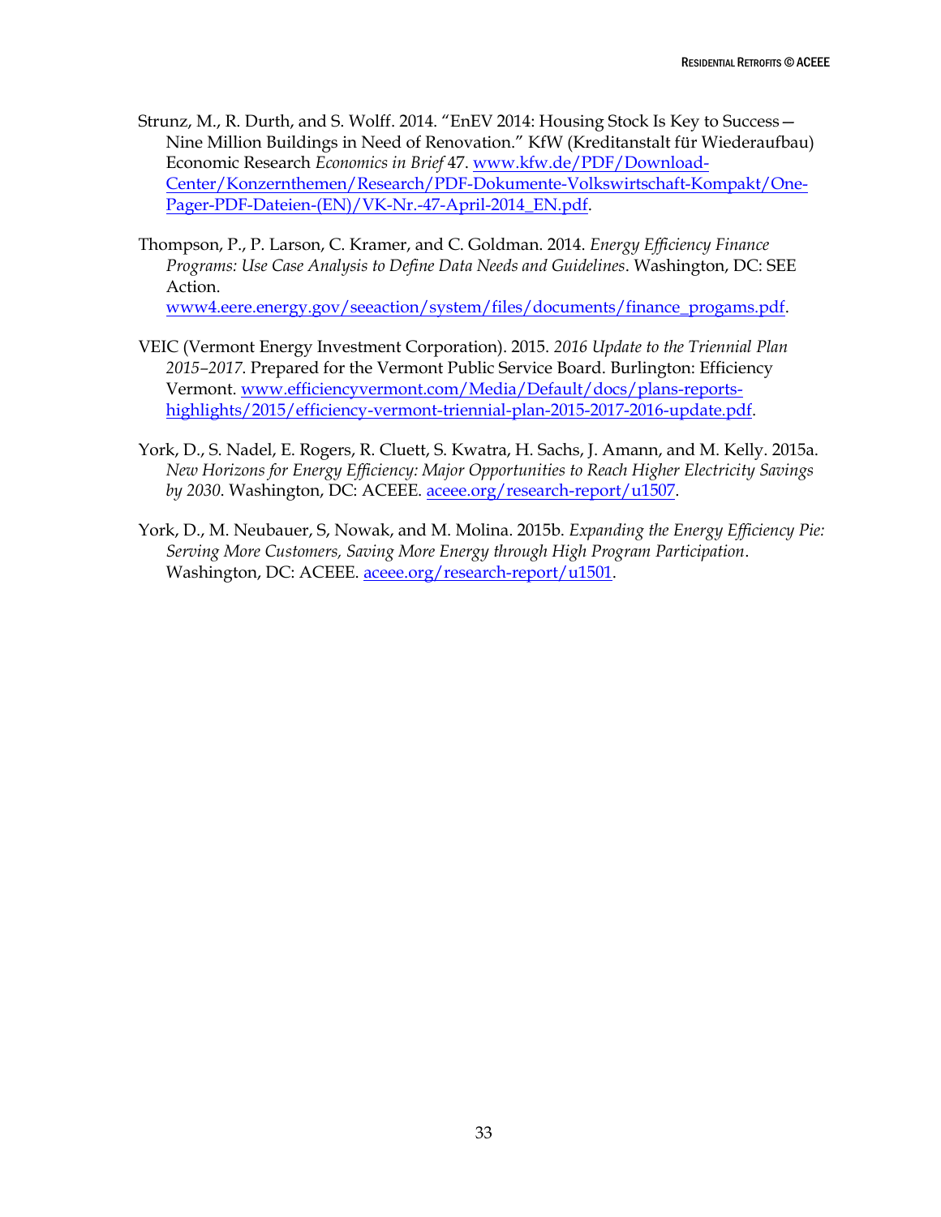Strunz, M., R. Durth, and S. Wolff. 2014. "EnEV 2014: Housing Stock Is Key to Success—Nine Million Buildings in Need of Renovation." KfW (Kreditanstalt für Wiederaufbau) Economic Research *Economics in Brief* 47. [www.kfw.de/PDF/Download-Center/Konzernthemen/Research/PDF-Dokumente-Volkswirtschaft-Kompakt/One-Pager-PDF-Dateien-(EN)/VK-Nr.-47-April-2014_EN.pdf](www.kfw.de/PDF/Download-Center/Konzernthemen/Research/PDF-Dokumente-Volkswirtschaft-Kompakt/One-Pager-PDF-Dateien-(EN)/VK-Nr.-47-April-2014_EN.pdf).

Thompson, P., P. Larson, C. Kramer, and C. Goldman. 2014. *Energy Efficiency Finance Programs: Use Case Analysis to Define Data Needs and Guidelines*. Washington, DC: SEE Action. [www4.eere.energy.gov/seeaction/system/files/documents/finance_progams.pdf](www4.eere.energy.gov/seeaction/system/files/documents/finance_progams.pdf).

VEIC (Vermont Energy Investment Corporation). 2015. *2016 Update to the Triennial Plan 2015–2017*. Prepared for the Vermont Public Service Board. Burlington: Efficiency Vermont. [www.efficiencyvermont.com/Media/Default/docs/plans-reports-highlights/2015/efficiency-vermont-triennial-plan-2015-2017-2016-update.pdf](www.efficiencyvermont.com/Media/Default/docs/plans-reports-highlights/2015/efficiency-vermont-triennial-plan-2015-2017-2016-update.pdf).

York, D., S. Nadel, E. Rogers, R. Cluett, S. Kwatra, H. Sachs, J. Amann, and M. Kelly. 2015a. *New Horizons for Energy Efficiency: Major Opportunities to Reach Higher Electricity Savings by 2030*. Washington, DC: ACEEE. [aceee.org/research-report/u1507](aceee.org/research-report/u1507).

York, D., M. Neubauer, S, Nowak, and M. Molina. 2015b. *Expanding the Energy Efficiency Pie: Serving More Customers, Saving More Energy through High Program Participation*. Washington, DC: ACEEE. [aceee.org/research-report/u1501](aceee.org/research-report/u1501).